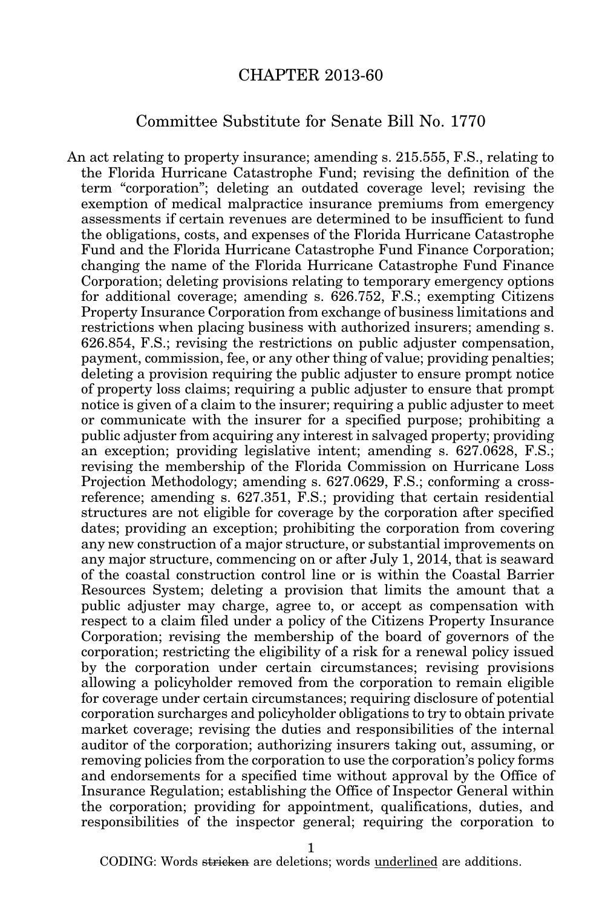# CHAPTER 2013-60

## Committee Substitute for Senate Bill No. 1770

An act relating to property insurance; amending s. 215.555, F.S., relating to the Florida Hurricane Catastrophe Fund; revising the definition of the term "corporation"; deleting an outdated coverage level; revising the exemption of medical malpractice insurance premiums from emergency assessments if certain revenues are determined to be insufficient to fund the obligations, costs, and expenses of the Florida Hurricane Catastrophe Fund and the Florida Hurricane Catastrophe Fund Finance Corporation; changing the name of the Florida Hurricane Catastrophe Fund Finance Corporation; deleting provisions relating to temporary emergency options for additional coverage; amending s. 626.752, F.S.; exempting Citizens Property Insurance Corporation from exchange of business limitations and restrictions when placing business with authorized insurers; amending s. 626.854, F.S.; revising the restrictions on public adjuster compensation, payment, commission, fee, or any other thing of value; providing penalties; deleting a provision requiring the public adjuster to ensure prompt notice of property loss claims; requiring a public adjuster to ensure that prompt notice is given of a claim to the insurer; requiring a public adjuster to meet or communicate with the insurer for a specified purpose; prohibiting a public adjuster from acquiring any interest in salvaged property; providing an exception; providing legislative intent; amending s. 627.0628, F.S.; revising the membership of the Florida Commission on Hurricane Loss Projection Methodology; amending s. 627.0629, F.S.; conforming a cross-reference; amending s. 627.351, F.S.; providing that certain residential structures are not eligible for coverage by the corporation after specified dates; providing an exception; prohibiting the corporation from covering any new construction of a major structure, or substantial improvements on any major structure, commencing on or after July 1, 2014, that is seaward of the coastal construction control line or is within the Coastal Barrier Resources System; deleting a provision that limits the amount that a public adjuster may charge, agree to, or accept as compensation with respect to a claim filed under a policy of the Citizens Property Insurance Corporation; revising the membership of the board of governors of the corporation; restricting the eligibility of a risk for a renewal policy issued by the corporation under certain circumstances; revising provisions allowing a policyholder removed from the corporation to remain eligible for coverage under certain circumstances; requiring disclosure of potential corporation surcharges and policyholder obligations to try to obtain private market coverage; revising the duties and responsibilities of the internal auditor of the corporation; authorizing insurers taking out, assuming, or removing policies from the corporation to use the corporation's policy forms and endorsements for a specified time without approval by the Office of Insurance Regulation; establishing the Office of Inspector General within the corporation; providing for appointment, qualifications, duties, and responsibilities of the inspector general; requiring the corporation to

CODING: Words ~~stricken~~ are deletions; words <u>underlined</u> are additions.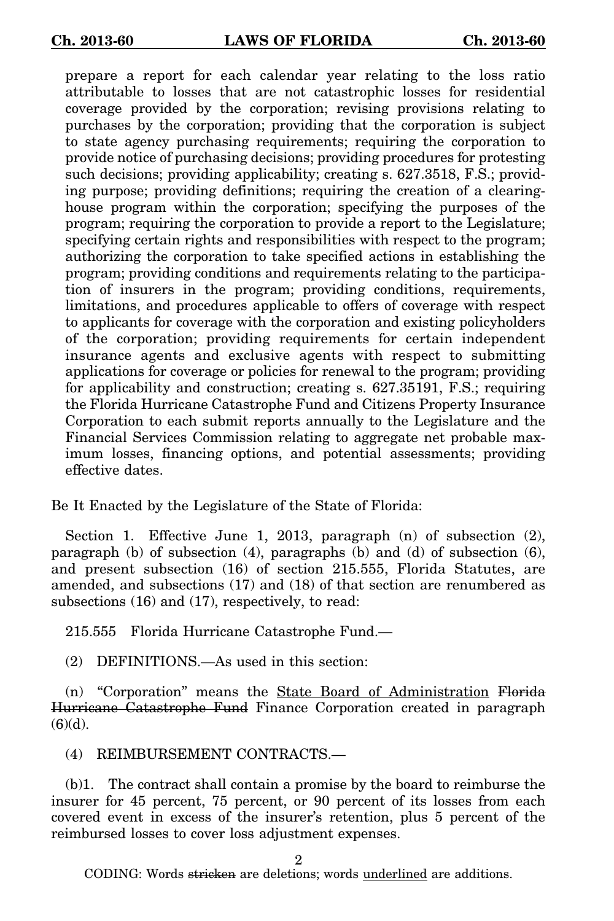prepare a report for each calendar year relating to the loss ratio attributable to losses that are not catastrophic losses for residential coverage provided by the corporation; revising provisions relating to purchases by the corporation; providing that the corporation is subject to state agency purchasing requirements; requiring the corporation to provide notice of purchasing decisions; providing procedures for protesting such decisions; providing applicability; creating s. 627.3518, F.S.; providing purpose; providing definitions; requiring the creation of a clearinghouse program within the corporation; specifying the purposes of the program; requiring the corporation to provide a report to the Legislature; specifying certain rights and responsibilities with respect to the program; authorizing the corporation to take specified actions in establishing the program; providing conditions and requirements relating to the participation of insurers in the program; providing conditions, requirements, limitations, and procedures applicable to offers of coverage with respect to applicants for coverage with the corporation and existing policyholders of the corporation; providing requirements for certain independent insurance agents and exclusive agents with respect to submitting applications for coverage or policies for renewal to the program; providing for applicability and construction; creating s. 627.35191, F.S.; requiring the Florida Hurricane Catastrophe Fund and Citizens Property Insurance Corporation to each submit reports annually to the Legislature and the Financial Services Commission relating to aggregate net probable maximum losses, financing options, and potential assessments; providing effective dates.

Be It Enacted by the Legislature of the State of Florida:

Section 1. Effective June 1, 2013, paragraph (n) of subsection (2), paragraph (b) of subsection (4), paragraphs (b) and (d) of subsection (6), and present subsection (16) of section 215.555, Florida Statutes, are amended, and subsections (17) and (18) of that section are renumbered as subsections (16) and (17), respectively, to read:

215.555 Florida Hurricane Catastrophe Fund.—

(2) DEFINITIONS.—As used in this section:

(n) "Corporation" means the State Board of Administration ~~Florida Hurricane Catastrophe Fund~~ Finance Corporation created in paragraph (6)(d).

(4) REIMBURSEMENT CONTRACTS.—

(b)1. The contract shall contain a promise by the board to reimburse the insurer for 45 percent, 75 percent, or 90 percent of its losses from each covered event in excess of the insurer's retention, plus 5 percent of the reimbursed losses to cover loss adjustment expenses.

CODING: Words ~~stricken~~ are deletions; words underlined are additions.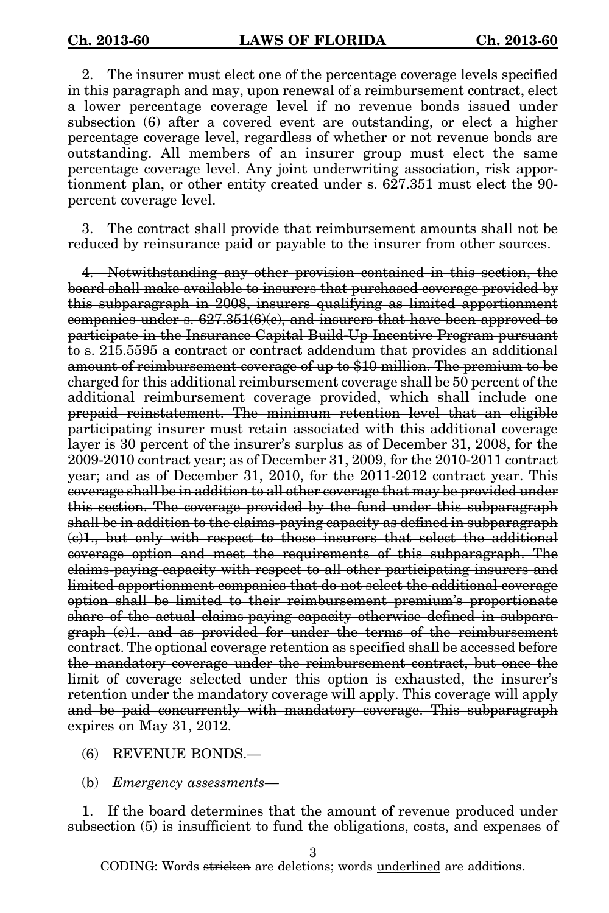2. The insurer must elect one of the percentage coverage levels specified in this paragraph and may, upon renewal of a reimbursement contract, elect a lower percentage coverage level if no revenue bonds issued under subsection (6) after a covered event are outstanding, or elect a higher percentage coverage level, regardless of whether or not revenue bonds are outstanding. All members of an insurer group must elect the same percentage coverage level. Any joint underwriting association, risk apportionment plan, or other entity created under s. 627.351 must elect the 90-percent coverage level.

3. The contract shall provide that reimbursement amounts shall not be reduced by reinsurance paid or payable to the insurer from other sources.

~~4. Notwithstanding any other provision contained in this section, the board shall make available to insurers that purchased coverage provided by this subparagraph in 2008, insurers qualifying as limited apportionment companies under s. 627.351(6)(c), and insurers that have been approved to participate in the Insurance Capital Build-Up Incentive Program pursuant to s. 215.5595 a contract or contract addendum that provides an additional amount of reimbursement coverage of up to $10 million. The premium to be charged for this additional reimbursement coverage shall be 50 percent of the additional reimbursement coverage provided, which shall include one prepaid reinstatement. The minimum retention level that an eligible participating insurer must retain associated with this additional coverage layer is 30 percent of the insurer's surplus as of December 31, 2008, for the 2009-2010 contract year; as of December 31, 2009, for the 2010-2011 contract year; and as of December 31, 2010, for the 2011-2012 contract year. This coverage shall be in addition to all other coverage that may be provided under this section. The coverage provided by the fund under this subparagraph shall be in addition to the claims-paying capacity as defined in subparagraph (c)1., but only with respect to those insurers that select the additional coverage option and meet the requirements of this subparagraph. The claims-paying capacity with respect to all other participating insurers and limited apportionment companies that do not select the additional coverage option shall be limited to their reimbursement premium's proportionate share of the actual claims-paying capacity otherwise defined in subparagraph (c)1. and as provided for under the terms of the reimbursement contract. The optional coverage retention as specified shall be accessed before the mandatory coverage under the reimbursement contract, but once the limit of coverage selected under this option is exhausted, the insurer's retention under the mandatory coverage will apply. This coverage will apply and be paid concurrently with mandatory coverage. This subparagraph expires on May 31, 2012.~~

(6) REVENUE BONDS.—

(b) *Emergency assessments*—

1. If the board determines that the amount of revenue produced under subsection (5) is insufficient to fund the obligations, costs, and expenses of

CODING: Words ~~stricken~~ are deletions; words underlined are additions.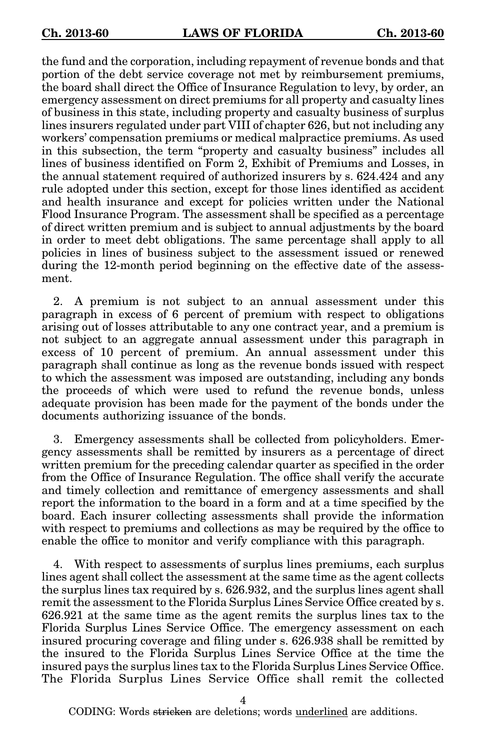the fund and the corporation, including repayment of revenue bonds and that portion of the debt service coverage not met by reimbursement premiums, the board shall direct the Office of Insurance Regulation to levy, by order, an emergency assessment on direct premiums for all property and casualty lines of business in this state, including property and casualty business of surplus lines insurers regulated under part VIII of chapter 626, but not including any workers' compensation premiums or medical malpractice premiums. As used in this subsection, the term "property and casualty business" includes all lines of business identified on Form 2, Exhibit of Premiums and Losses, in the annual statement required of authorized insurers by s. 624.424 and any rule adopted under this section, except for those lines identified as accident and health insurance and except for policies written under the National Flood Insurance Program. The assessment shall be specified as a percentage of direct written premium and is subject to annual adjustments by the board in order to meet debt obligations. The same percentage shall apply to all policies in lines of business subject to the assessment issued or renewed during the 12-month period beginning on the effective date of the assessment.

2. A premium is not subject to an annual assessment under this paragraph in excess of 6 percent of premium with respect to obligations arising out of losses attributable to any one contract year, and a premium is not subject to an aggregate annual assessment under this paragraph in excess of 10 percent of premium. An annual assessment under this paragraph shall continue as long as the revenue bonds issued with respect to which the assessment was imposed are outstanding, including any bonds the proceeds of which were used to refund the revenue bonds, unless adequate provision has been made for the payment of the bonds under the documents authorizing issuance of the bonds.

3. Emergency assessments shall be collected from policyholders. Emergency assessments shall be remitted by insurers as a percentage of direct written premium for the preceding calendar quarter as specified in the order from the Office of Insurance Regulation. The office shall verify the accurate and timely collection and remittance of emergency assessments and shall report the information to the board in a form and at a time specified by the board. Each insurer collecting assessments shall provide the information with respect to premiums and collections as may be required by the office to enable the office to monitor and verify compliance with this paragraph.

4. With respect to assessments of surplus lines premiums, each surplus lines agent shall collect the assessment at the same time as the agent collects the surplus lines tax required by s. 626.932, and the surplus lines agent shall remit the assessment to the Florida Surplus Lines Service Office created by s. 626.921 at the same time as the agent remits the surplus lines tax to the Florida Surplus Lines Service Office. The emergency assessment on each insured procuring coverage and filing under s. 626.938 shall be remitted by the insured to the Florida Surplus Lines Service Office at the time the insured pays the surplus lines tax to the Florida Surplus Lines Service Office. The Florida Surplus Lines Service Office shall remit the collected

CODING: Words ~~stricken~~ are deletions; words <u>underlined</u> are additions.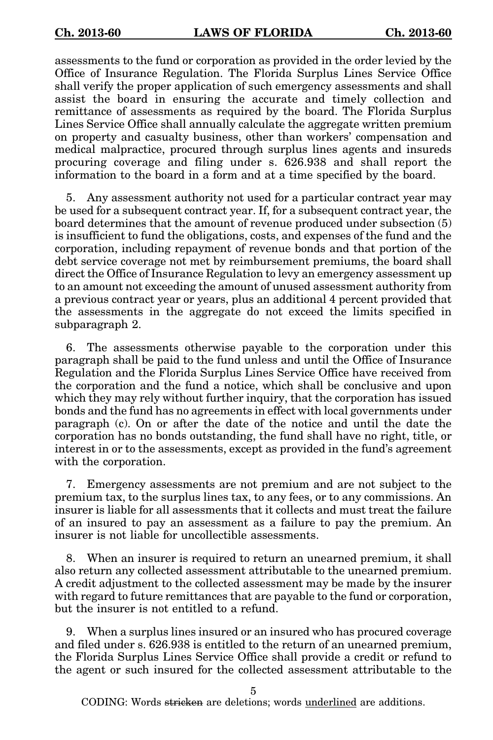assessments to the fund or corporation as provided in the order levied by the Office of Insurance Regulation. The Florida Surplus Lines Service Office shall verify the proper application of such emergency assessments and shall assist the board in ensuring the accurate and timely collection and remittance of assessments as required by the board. The Florida Surplus Lines Service Office shall annually calculate the aggregate written premium on property and casualty business, other than workers' compensation and medical malpractice, procured through surplus lines agents and insureds procuring coverage and filing under s. 626.938 and shall report the information to the board in a form and at a time specified by the board.

5. Any assessment authority not used for a particular contract year may be used for a subsequent contract year. If, for a subsequent contract year, the board determines that the amount of revenue produced under subsection (5) is insufficient to fund the obligations, costs, and expenses of the fund and the corporation, including repayment of revenue bonds and that portion of the debt service coverage not met by reimbursement premiums, the board shall direct the Office of Insurance Regulation to levy an emergency assessment up to an amount not exceeding the amount of unused assessment authority from a previous contract year or years, plus an additional 4 percent provided that the assessments in the aggregate do not exceed the limits specified in subparagraph 2.

6. The assessments otherwise payable to the corporation under this paragraph shall be paid to the fund unless and until the Office of Insurance Regulation and the Florida Surplus Lines Service Office have received from the corporation and the fund a notice, which shall be conclusive and upon which they may rely without further inquiry, that the corporation has issued bonds and the fund has no agreements in effect with local governments under paragraph (c). On or after the date of the notice and until the date the corporation has no bonds outstanding, the fund shall have no right, title, or interest in or to the assessments, except as provided in the fund's agreement with the corporation.

7. Emergency assessments are not premium and are not subject to the premium tax, to the surplus lines tax, to any fees, or to any commissions. An insurer is liable for all assessments that it collects and must treat the failure of an insured to pay an assessment as a failure to pay the premium. An insurer is not liable for uncollectible assessments.

8. When an insurer is required to return an unearned premium, it shall also return any collected assessment attributable to the unearned premium. A credit adjustment to the collected assessment may be made by the insurer with regard to future remittances that are payable to the fund or corporation, but the insurer is not entitled to a refund.

9. When a surplus lines insured or an insured who has procured coverage and filed under s. 626.938 is entitled to the return of an unearned premium, the Florida Surplus Lines Service Office shall provide a credit or refund to the agent or such insured for the collected assessment attributable to the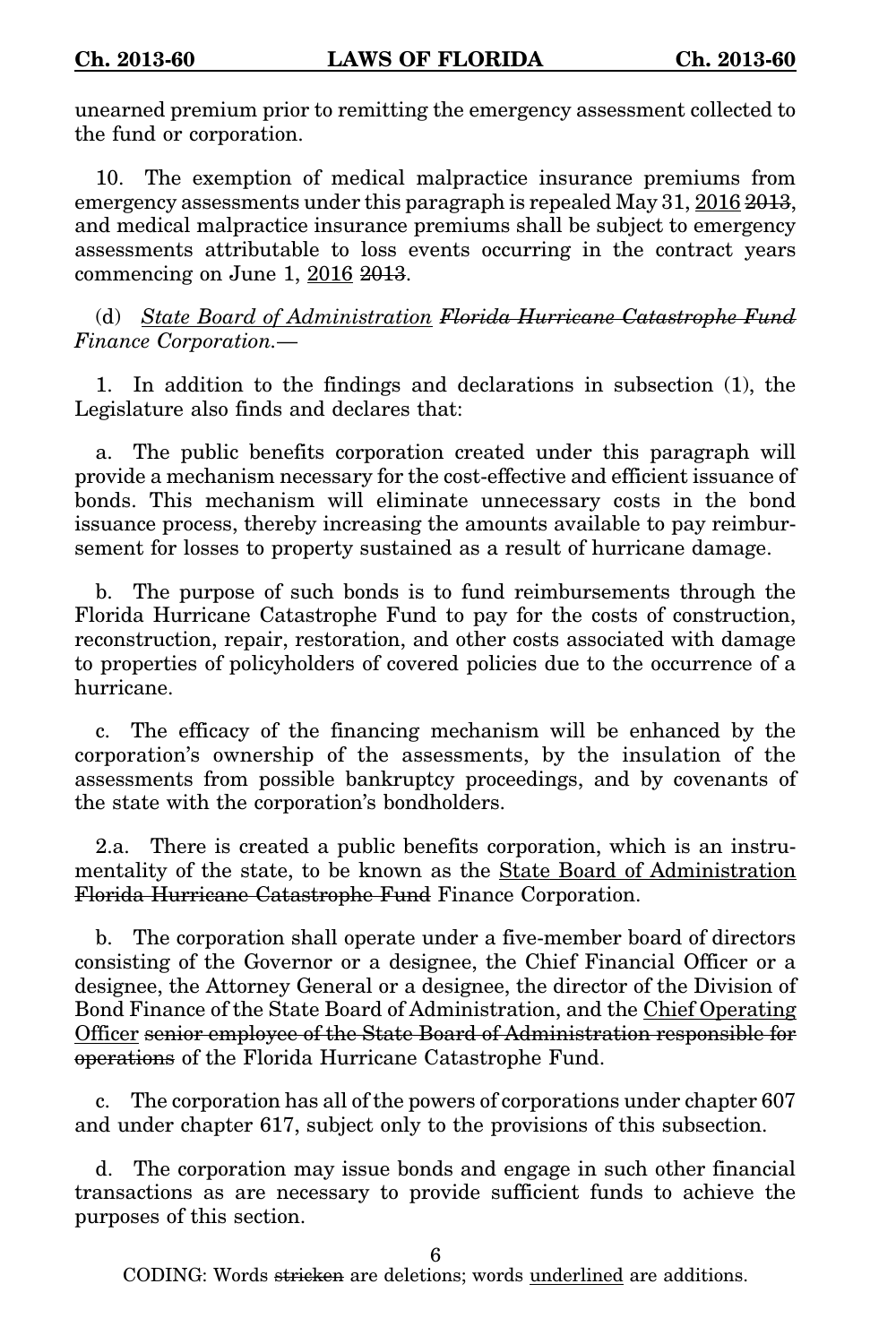unearned premium prior to remitting the emergency assessment collected to the fund or corporation.

10. The exemption of medical malpractice insurance premiums from emergency assessments under this paragraph is repealed May 31, <u>2016</u> ~~2013~~, and medical malpractice insurance premiums shall be subject to emergency assessments attributable to loss events occurring in the contract years commencing on June 1, <u>2016</u> ~~2013~~.

(d) *<u>State Board of Administration</u> ~~Florida Hurricane Catastrophe Fund~~ Finance Corporation.*—

1. In addition to the findings and declarations in subsection (1), the Legislature also finds and declares that:

a. The public benefits corporation created under this paragraph will provide a mechanism necessary for the cost-effective and efficient issuance of bonds. This mechanism will eliminate unnecessary costs in the bond issuance process, thereby increasing the amounts available to pay reimbursement for losses to property sustained as a result of hurricane damage.

b. The purpose of such bonds is to fund reimbursements through the Florida Hurricane Catastrophe Fund to pay for the costs of construction, reconstruction, repair, restoration, and other costs associated with damage to properties of policyholders of covered policies due to the occurrence of a hurricane.

c. The efficacy of the financing mechanism will be enhanced by the corporation's ownership of the assessments, by the insulation of the assessments from possible bankruptcy proceedings, and by covenants of the state with the corporation's bondholders.

2.a. There is created a public benefits corporation, which is an instrumentality of the state, to be known as the <u>State Board of Administration</u> ~~Florida Hurricane Catastrophe Fund~~ Finance Corporation.

b. The corporation shall operate under a five-member board of directors consisting of the Governor or a designee, the Chief Financial Officer or a designee, the Attorney General or a designee, the director of the Division of Bond Finance of the State Board of Administration, and the <u>Chief Operating Officer</u> ~~senior employee of the State Board of Administration responsible for operations~~ of the Florida Hurricane Catastrophe Fund.

c. The corporation has all of the powers of corporations under chapter 607 and under chapter 617, subject only to the provisions of this subsection.

d. The corporation may issue bonds and engage in such other financial transactions as are necessary to provide sufficient funds to achieve the purposes of this section.

CODING: Words ~~stricken~~ are deletions; words <u>underlined</u> are additions.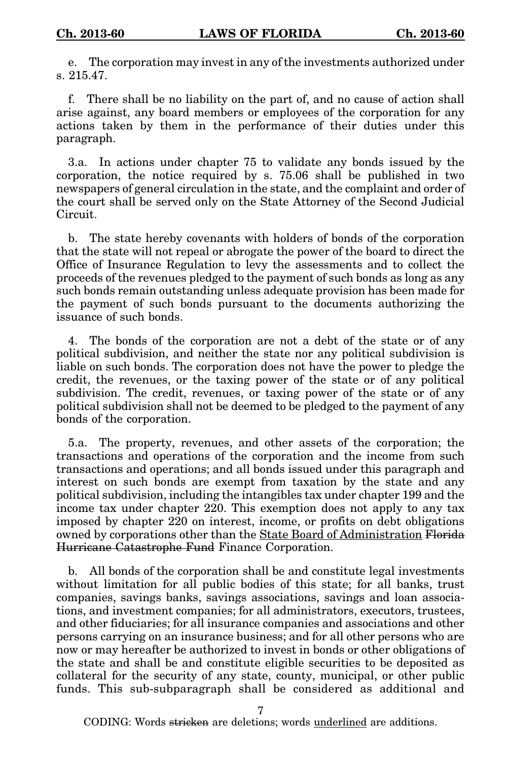e. The corporation may invest in any of the investments authorized under s. 215.47.

f. There shall be no liability on the part of, and no cause of action shall arise against, any board members or employees of the corporation for any actions taken by them in the performance of their duties under this paragraph.

3.a. In actions under chapter 75 to validate any bonds issued by the corporation, the notice required by s. 75.06 shall be published in two newspapers of general circulation in the state, and the complaint and order of the court shall be served only on the State Attorney of the Second Judicial Circuit.

b. The state hereby covenants with holders of bonds of the corporation that the state will not repeal or abrogate the power of the board to direct the Office of Insurance Regulation to levy the assessments and to collect the proceeds of the revenues pledged to the payment of such bonds as long as any such bonds remain outstanding unless adequate provision has been made for the payment of such bonds pursuant to the documents authorizing the issuance of such bonds.

4. The bonds of the corporation are not a debt of the state or of any political subdivision, and neither the state nor any political subdivision is liable on such bonds. The corporation does not have the power to pledge the credit, the revenues, or the taxing power of the state or of any political subdivision. The credit, revenues, or taxing power of the state or of any political subdivision shall not be deemed to be pledged to the payment of any bonds of the corporation.

5.a. The property, revenues, and other assets of the corporation; the transactions and operations of the corporation and the income from such transactions and operations; and all bonds issued under this paragraph and interest on such bonds are exempt from taxation by the state and any political subdivision, including the intangibles tax under chapter 199 and the income tax under chapter 220. This exemption does not apply to any tax imposed by chapter 220 on interest, income, or profits on debt obligations owned by corporations other than the State Board of Administration ~~Florida Hurricane Catastrophe Fund~~ Finance Corporation.

b. All bonds of the corporation shall be and constitute legal investments without limitation for all public bodies of this state; for all banks, trust companies, savings banks, savings associations, savings and loan associations, and investment companies; for all administrators, executors, trustees, and other fiduciaries; for all insurance companies and associations and other persons carrying on an insurance business; and for all other persons who are now or may hereafter be authorized to invest in bonds or other obligations of the state and shall be and constitute eligible securities to be deposited as collateral for the security of any state, county, municipal, or other public funds. This sub-subparagraph shall be considered as additional and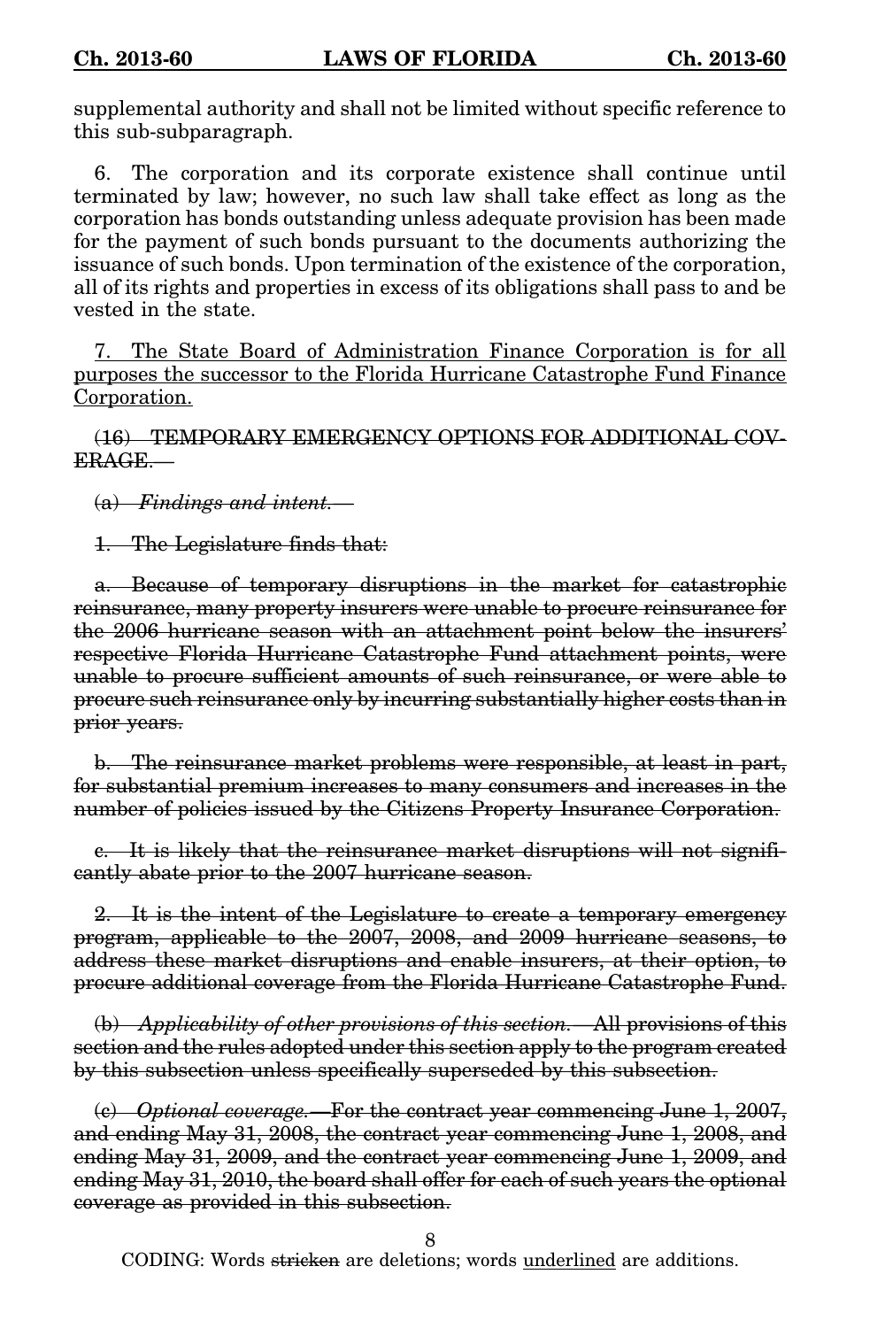supplemental authority and shall not be limited without specific reference to this sub-subparagraph.

6. The corporation and its corporate existence shall continue until terminated by law; however, no such law shall take effect as long as the corporation has bonds outstanding unless adequate provision has been made for the payment of such bonds pursuant to the documents authorizing the issuance of such bonds. Upon termination of the existence of the corporation, all of its rights and properties in excess of its obligations shall pass to and be vested in the state.

<u>7. The State Board of Administration Finance Corporation is for all purposes the successor to the Florida Hurricane Catastrophe Fund Finance Corporation.</u>

~~(16) TEMPORARY EMERGENCY OPTIONS FOR ADDITIONAL COVERAGE.—~~

~~(a) *Findings and intent.*—~~

~~1. The Legislature finds that:~~

~~a. Because of temporary disruptions in the market for catastrophic reinsurance, many property insurers were unable to procure reinsurance for the 2006 hurricane season with an attachment point below the insurers' respective Florida Hurricane Catastrophe Fund attachment points, were unable to procure sufficient amounts of such reinsurance, or were able to procure such reinsurance only by incurring substantially higher costs than in prior years.~~

~~b. The reinsurance market problems were responsible, at least in part, for substantial premium increases to many consumers and increases in the number of policies issued by the Citizens Property Insurance Corporation.~~

~~c. It is likely that the reinsurance market disruptions will not significantly abate prior to the 2007 hurricane season.~~

~~2. It is the intent of the Legislature to create a temporary emergency program, applicable to the 2007, 2008, and 2009 hurricane seasons, to address these market disruptions and enable insurers, at their option, to procure additional coverage from the Florida Hurricane Catastrophe Fund.~~

~~(b) *Applicability of other provisions of this section.*—All provisions of this section and the rules adopted under this section apply to the program created by this subsection unless specifically superseded by this subsection.~~

~~(c) *Optional coverage.*—For the contract year commencing June 1, 2007, and ending May 31, 2008, the contract year commencing June 1, 2008, and ending May 31, 2009, and the contract year commencing June 1, 2009, and ending May 31, 2010, the board shall offer for each of such years the optional coverage as provided in this subsection.~~

CODING: Words ~~stricken~~ are deletions; words <u>underlined</u> are additions.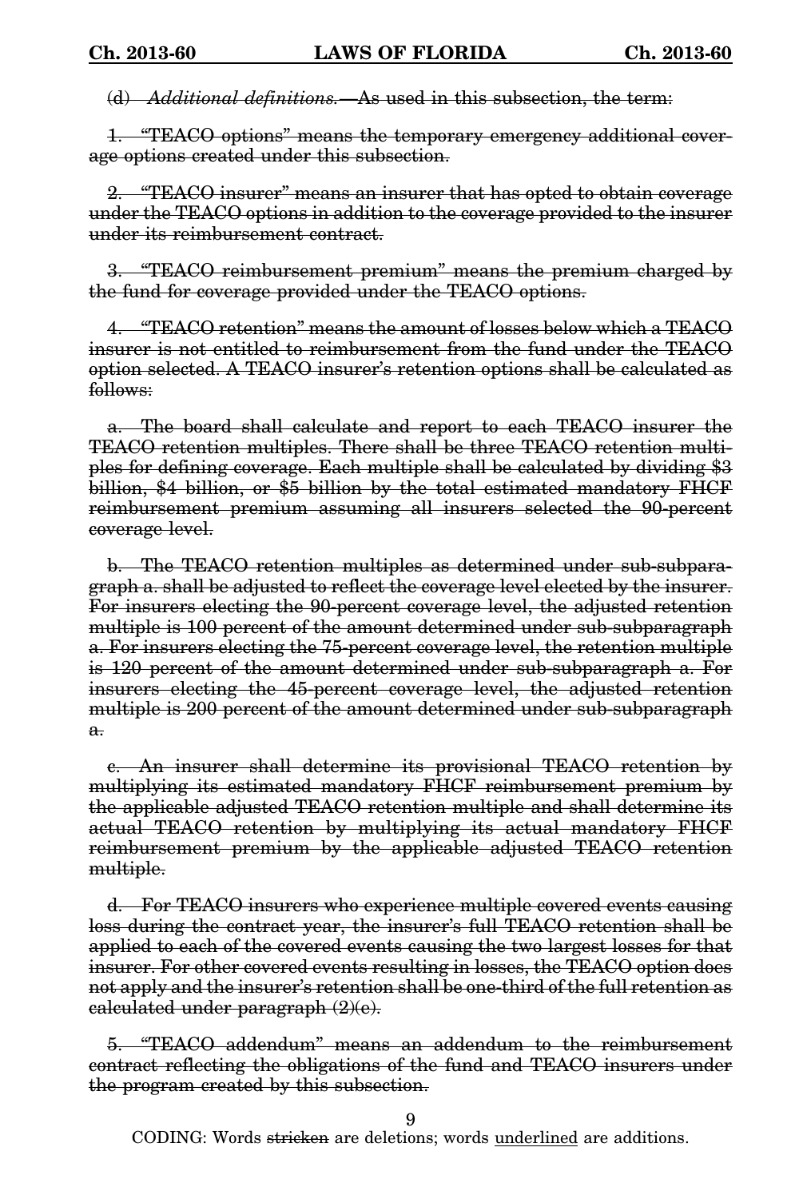~~(d) *Additional definitions.*—As used in this subsection, the term:~~

~~1. "TEACO options" means the temporary emergency additional coverage options created under this subsection.~~

~~2. "TEACO insurer" means an insurer that has opted to obtain coverage under the TEACO options in addition to the coverage provided to the insurer under its reimbursement contract.~~

~~3. "TEACO reimbursement premium" means the premium charged by the fund for coverage provided under the TEACO options.~~

~~4. "TEACO retention" means the amount of losses below which a TEACO insurer is not entitled to reimbursement from the fund under the TEACO option selected. A TEACO insurer's retention options shall be calculated as follows:~~

~~a. The board shall calculate and report to each TEACO insurer the TEACO retention multiples. There shall be three TEACO retention multiples for defining coverage. Each multiple shall be calculated by dividing $3 billion, $4 billion, or $5 billion by the total estimated mandatory FHCF reimbursement premium assuming all insurers selected the 90-percent coverage level.~~

~~b. The TEACO retention multiples as determined under sub-subparagraph a. shall be adjusted to reflect the coverage level elected by the insurer. For insurers electing the 90-percent coverage level, the adjusted retention multiple is 100 percent of the amount determined under sub-subparagraph a. For insurers electing the 75-percent coverage level, the retention multiple is 120 percent of the amount determined under sub-subparagraph a. For insurers electing the 45-percent coverage level, the adjusted retention multiple is 200 percent of the amount determined under sub-subparagraph a.~~

~~c. An insurer shall determine its provisional TEACO retention by multiplying its estimated mandatory FHCF reimbursement premium by the applicable adjusted TEACO retention multiple and shall determine its actual TEACO retention by multiplying its actual mandatory FHCF reimbursement premium by the applicable adjusted TEACO retention multiple.~~

~~d. For TEACO insurers who experience multiple covered events causing loss during the contract year, the insurer's full TEACO retention shall be applied to each of the covered events causing the two largest losses for that insurer. For other covered events resulting in losses, the TEACO option does not apply and the insurer's retention shall be one-third of the full retention as calculated under paragraph (2)(e).~~

~~5. "TEACO addendum" means an addendum to the reimbursement contract reflecting the obligations of the fund and TEACO insurers under the program created by this subsection.~~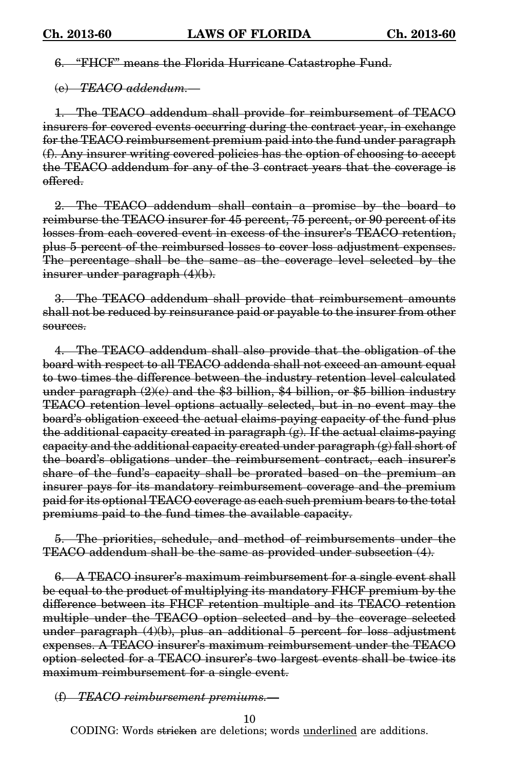~~6. "FHCF" means the Florida Hurricane Catastrophe Fund.~~

~~(e) *TEACO addendum.*—~~

~~1. The TEACO addendum shall provide for reimbursement of TEACO insurers for covered events occurring during the contract year, in exchange for the TEACO reimbursement premium paid into the fund under paragraph (f). Any insurer writing covered policies has the option of choosing to accept the TEACO addendum for any of the 3 contract years that the coverage is offered.~~

~~2. The TEACO addendum shall contain a promise by the board to reimburse the TEACO insurer for 45 percent, 75 percent, or 90 percent of its losses from each covered event in excess of the insurer's TEACO retention, plus 5 percent of the reimbursed losses to cover loss adjustment expenses. The percentage shall be the same as the coverage level selected by the insurer under paragraph (4)(b).~~

~~3. The TEACO addendum shall provide that reimbursement amounts shall not be reduced by reinsurance paid or payable to the insurer from other sources.~~

~~4. The TEACO addendum shall also provide that the obligation of the board with respect to all TEACO addenda shall not exceed an amount equal to two times the difference between the industry retention level calculated under paragraph (2)(e) and the $3 billion, $4 billion, or $5 billion industry TEACO retention level options actually selected, but in no event may the board's obligation exceed the actual claims-paying capacity of the fund plus the additional capacity created in paragraph (g). If the actual claims-paying capacity and the additional capacity created under paragraph (g) fall short of the board's obligations under the reimbursement contract, each insurer's share of the fund's capacity shall be prorated based on the premium an insurer pays for its mandatory reimbursement coverage and the premium paid for its optional TEACO coverage as each such premium bears to the total premiums paid to the fund times the available capacity.~~

~~5. The priorities, schedule, and method of reimbursements under the TEACO addendum shall be the same as provided under subsection (4).~~

~~6. A TEACO insurer's maximum reimbursement for a single event shall be equal to the product of multiplying its mandatory FHCF premium by the difference between its FHCF retention multiple and its TEACO retention multiple under the TEACO option selected and by the coverage selected under paragraph (4)(b), plus an additional 5 percent for loss adjustment expenses. A TEACO insurer's maximum reimbursement under the TEACO option selected for a TEACO insurer's two largest events shall be twice its maximum reimbursement for a single event.~~

~~(f) *TEACO reimbursement premiums.*—~~

CODING: Words ~~stricken~~ are deletions; words <u>underlined</u> are additions.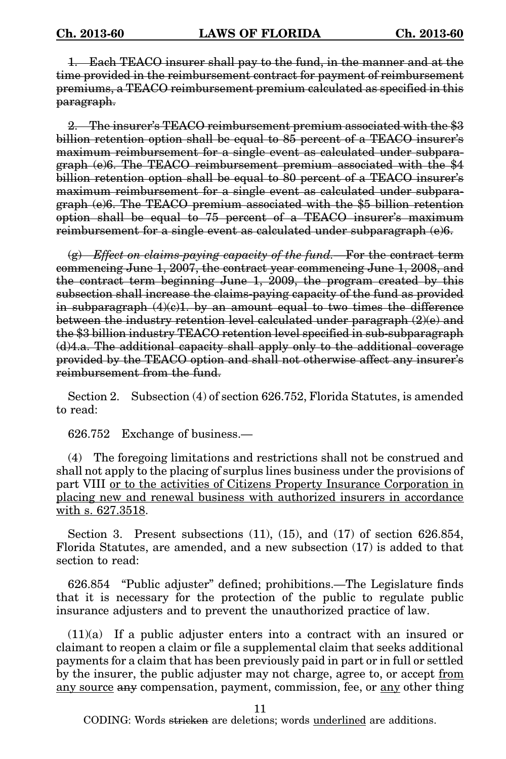~~1. Each TEACO insurer shall pay to the fund, in the manner and at the time provided in the reimbursement contract for payment of reimbursement premiums, a TEACO reimbursement premium calculated as specified in this paragraph.~~

~~2. The insurer's TEACO reimbursement premium associated with the $3 billion retention option shall be equal to 85 percent of a TEACO insurer's maximum reimbursement for a single event as calculated under subparagraph (e)6. The TEACO reimbursement premium associated with the $4 billion retention option shall be equal to 80 percent of a TEACO insurer's maximum reimbursement for a single event as calculated under subparagraph (e)6. The TEACO premium associated with the $5 billion retention option shall be equal to 75 percent of a TEACO insurer's maximum reimbursement for a single event as calculated under subparagraph (e)6.~~

~~(g) *Effect on claims-paying capacity of the fund.*—For the contract term commencing June 1, 2007, the contract year commencing June 1, 2008, and the contract term beginning June 1, 2009, the program created by this subsection shall increase the claims-paying capacity of the fund as provided in subparagraph (4)(c)1. by an amount equal to two times the difference between the industry retention level calculated under paragraph (2)(e) and the $3 billion industry TEACO retention level specified in sub-subparagraph (d)4.a. The additional capacity shall apply only to the additional coverage provided by the TEACO option and shall not otherwise affect any insurer's reimbursement from the fund.~~

Section 2. Subsection (4) of section 626.752, Florida Statutes, is amended to read:

626.752 Exchange of business.—

(4) The foregoing limitations and restrictions shall not be construed and shall not apply to the placing of surplus lines business under the provisions of part VIII <u>or to the activities of Citizens Property Insurance Corporation in placing new and renewal business with authorized insurers in accordance with s. 627.3518</u>.

Section 3. Present subsections (11), (15), and (17) of section 626.854, Florida Statutes, are amended, and a new subsection (17) is added to that section to read:

626.854 "Public adjuster" defined; prohibitions.—The Legislature finds that it is necessary for the protection of the public to regulate public insurance adjusters and to prevent the unauthorized practice of law.

(11)(a) If a public adjuster enters into a contract with an insured or claimant to reopen a claim or file a supplemental claim that seeks additional payments for a claim that has been previously paid in part or in full or settled by the insurer, the public adjuster may not charge, agree to, or accept <u>from any source</u> ~~any~~ compensation, payment, commission, fee, or <u>any</u> other thing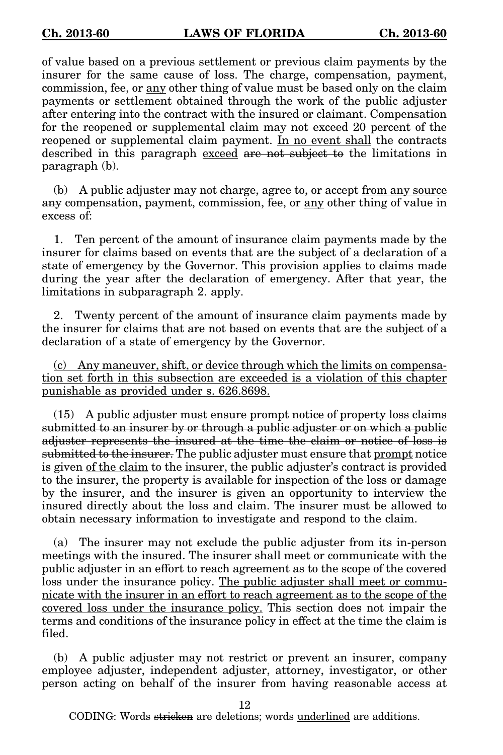of value based on a previous settlement or previous claim payments by the insurer for the same cause of loss. The charge, compensation, payment, commission, fee, or <u>any</u> other thing of value must be based only on the claim payments or settlement obtained through the work of the public adjuster after entering into the contract with the insured or claimant. Compensation for the reopened or supplemental claim may not exceed 20 percent of the reopened or supplemental claim payment. <u>In no event shall</u> the contracts described in this paragraph <u>exceed</u> ~~are not subject to~~ the limitations in paragraph (b).

(b) A public adjuster may not charge, agree to, or accept <u>from any source</u> ~~any~~ compensation, payment, commission, fee, or <u>any</u> other thing of value in excess of:

1. Ten percent of the amount of insurance claim payments made by the insurer for claims based on events that are the subject of a declaration of a state of emergency by the Governor. This provision applies to claims made during the year after the declaration of emergency. After that year, the limitations in subparagraph 2. apply.

2. Twenty percent of the amount of insurance claim payments made by the insurer for claims that are not based on events that are the subject of a declaration of a state of emergency by the Governor.

<u>(c) Any maneuver, shift, or device through which the limits on compensation set forth in this subsection are exceeded is a violation of this chapter punishable as provided under s. 626.8698.</u>

(15) ~~A public adjuster must ensure prompt notice of property loss claims submitted to an insurer by or through a public adjuster or on which a public adjuster represents the insured at the time the claim or notice of loss is submitted to the insurer.~~ The public adjuster must ensure that <u>prompt</u> notice is given <u>of the claim</u> to the insurer, the public adjuster's contract is provided to the insurer, the property is available for inspection of the loss or damage by the insurer, and the insurer is given an opportunity to interview the insured directly about the loss and claim. The insurer must be allowed to obtain necessary information to investigate and respond to the claim.

(a) The insurer may not exclude the public adjuster from its in-person meetings with the insured. The insurer shall meet or communicate with the public adjuster in an effort to reach agreement as to the scope of the covered loss under the insurance policy. <u>The public adjuster shall meet or communicate with the insurer in an effort to reach agreement as to the scope of the covered loss under the insurance policy.</u> This section does not impair the terms and conditions of the insurance policy in effect at the time the claim is filed.

(b) A public adjuster may not restrict or prevent an insurer, company employee adjuster, independent adjuster, attorney, investigator, or other person acting on behalf of the insurer from having reasonable access at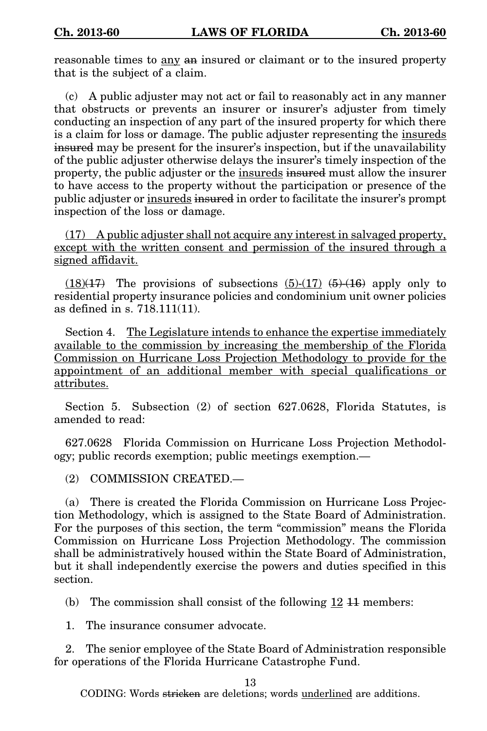reasonable times to <u>any</u> ~~an~~ insured or claimant or to the insured property that is the subject of a claim.

(c) A public adjuster may not act or fail to reasonably act in any manner that obstructs or prevents an insurer or insurer's adjuster from timely conducting an inspection of any part of the insured property for which there is a claim for loss or damage. The public adjuster representing the <u>insureds</u> ~~insured~~ may be present for the insurer's inspection, but if the unavailability of the public adjuster otherwise delays the insurer's timely inspection of the property, the public adjuster or the <u>insureds</u> ~~insured~~ must allow the insurer to have access to the property without the participation or presence of the public adjuster or <u>insureds</u> ~~insured~~ in order to facilitate the insurer's prompt inspection of the loss or damage.

<u>(17) A public adjuster shall not acquire any interest in salvaged property, except with the written consent and permission of the insured through a signed affidavit.</u>

<u>(18)</u>~~(17)~~ The provisions of subsections <u>(5)-(17)</u> ~~(5)-(16)~~ apply only to residential property insurance policies and condominium unit owner policies as defined in s. 718.111(11).

Section 4. <u>The Legislature intends to enhance the expertise immediately available to the commission by increasing the membership of the Florida Commission on Hurricane Loss Projection Methodology to provide for the appointment of an additional member with special qualifications or attributes.</u>

Section 5. Subsection (2) of section 627.0628, Florida Statutes, is amended to read:

627.0628 Florida Commission on Hurricane Loss Projection Methodology; public records exemption; public meetings exemption.—

(2) COMMISSION CREATED.—

(a) There is created the Florida Commission on Hurricane Loss Projection Methodology, which is assigned to the State Board of Administration. For the purposes of this section, the term "commission" means the Florida Commission on Hurricane Loss Projection Methodology. The commission shall be administratively housed within the State Board of Administration, but it shall independently exercise the powers and duties specified in this section.

(b) The commission shall consist of the following <u>12</u> ~~11~~ members:

1. The insurance consumer advocate.

2. The senior employee of the State Board of Administration responsible for operations of the Florida Hurricane Catastrophe Fund.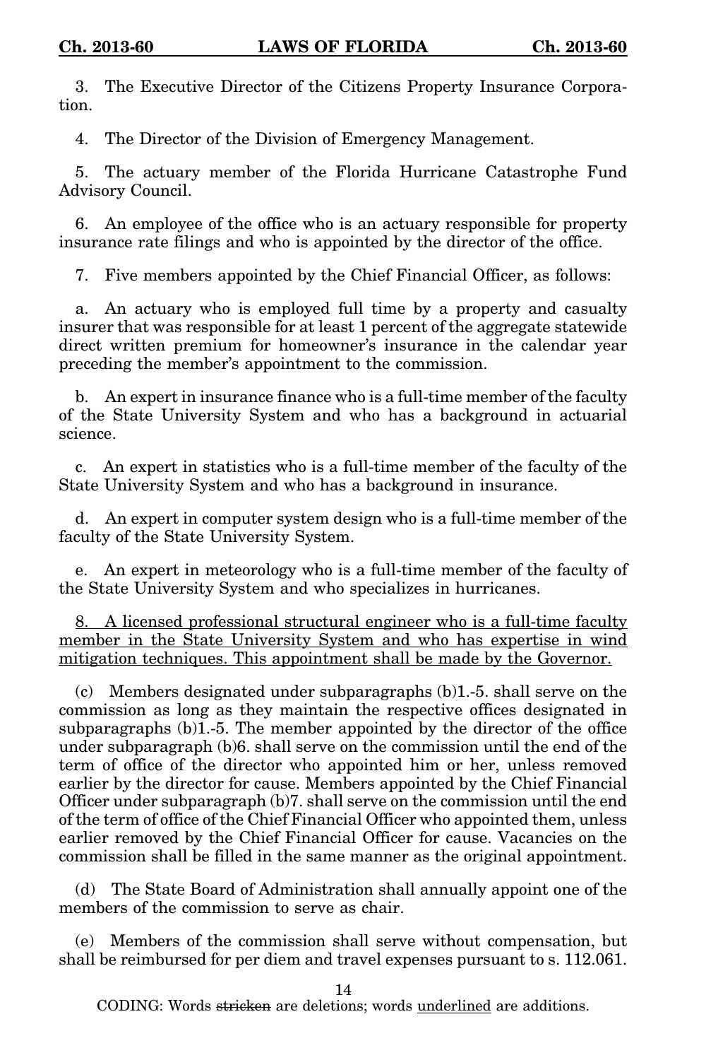3. The Executive Director of the Citizens Property Insurance Corporation.

4. The Director of the Division of Emergency Management.

5. The actuary member of the Florida Hurricane Catastrophe Fund Advisory Council.

6. An employee of the office who is an actuary responsible for property insurance rate filings and who is appointed by the director of the office.

7. Five members appointed by the Chief Financial Officer, as follows:

a. An actuary who is employed full time by a property and casualty insurer that was responsible for at least 1 percent of the aggregate statewide direct written premium for homeowner's insurance in the calendar year preceding the member's appointment to the commission.

b. An expert in insurance finance who is a full-time member of the faculty of the State University System and who has a background in actuarial science.

c. An expert in statistics who is a full-time member of the faculty of the State University System and who has a background in insurance.

d. An expert in computer system design who is a full-time member of the faculty of the State University System.

e. An expert in meteorology who is a full-time member of the faculty of the State University System and who specializes in hurricanes.

<u>8. A licensed professional structural engineer who is a full-time faculty member in the State University System and who has expertise in wind mitigation techniques. This appointment shall be made by the Governor.</u>

(c) Members designated under subparagraphs (b)1.-5. shall serve on the commission as long as they maintain the respective offices designated in subparagraphs (b)1.-5. The member appointed by the director of the office under subparagraph (b)6. shall serve on the commission until the end of the term of office of the director who appointed him or her, unless removed earlier by the director for cause. Members appointed by the Chief Financial Officer under subparagraph (b)7. shall serve on the commission until the end of the term of office of the Chief Financial Officer who appointed them, unless earlier removed by the Chief Financial Officer for cause. Vacancies on the commission shall be filled in the same manner as the original appointment.

(d) The State Board of Administration shall annually appoint one of the members of the commission to serve as chair.

(e) Members of the commission shall serve without compensation, but shall be reimbursed for per diem and travel expenses pursuant to s. 112.061.

CODING: Words ~~stricken~~ are deletions; words <u>underlined</u> are additions.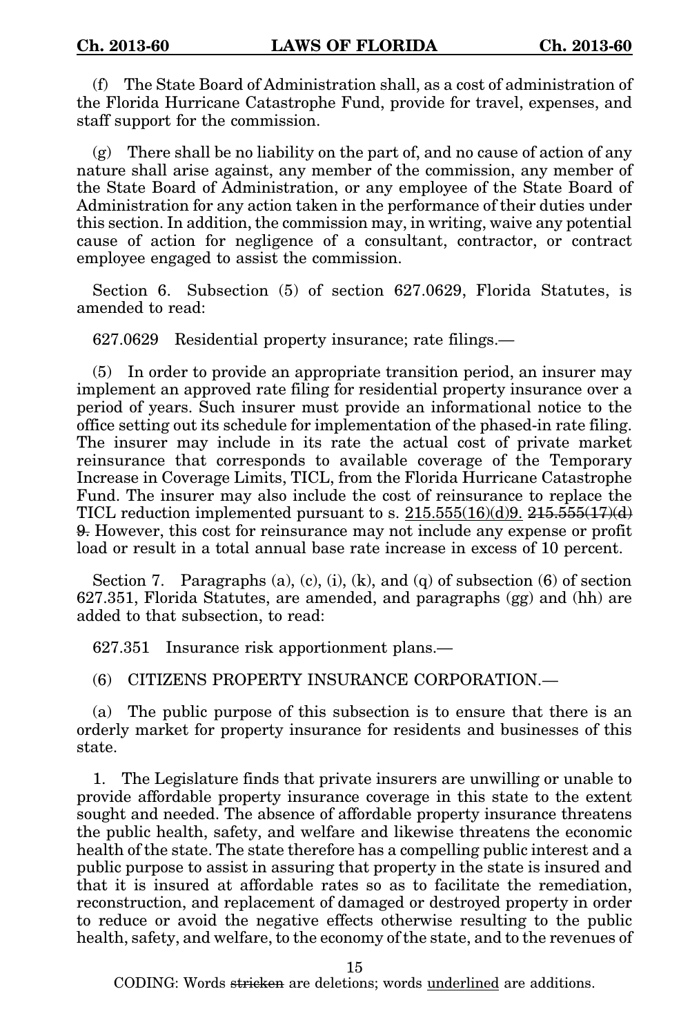(f) The State Board of Administration shall, as a cost of administration of the Florida Hurricane Catastrophe Fund, provide for travel, expenses, and staff support for the commission.

(g) There shall be no liability on the part of, and no cause of action of any nature shall arise against, any member of the commission, any member of the State Board of Administration, or any employee of the State Board of Administration for any action taken in the performance of their duties under this section. In addition, the commission may, in writing, waive any potential cause of action for negligence of a consultant, contractor, or contract employee engaged to assist the commission.

Section 6. Subsection (5) of section 627.0629, Florida Statutes, is amended to read:

627.0629 Residential property insurance; rate filings.—

(5) In order to provide an appropriate transition period, an insurer may implement an approved rate filing for residential property insurance over a period of years. Such insurer must provide an informational notice to the office setting out its schedule for implementation of the phased-in rate filing. The insurer may include in its rate the actual cost of private market reinsurance that corresponds to available coverage of the Temporary Increase in Coverage Limits, TICL, from the Florida Hurricane Catastrophe Fund. The insurer may also include the cost of reinsurance to replace the TICL reduction implemented pursuant to s. <u>215.555(16)(d)9.</u> ~~215.555(17)(d)9.~~ However, this cost for reinsurance may not include any expense or profit load or result in a total annual base rate increase in excess of 10 percent.

Section 7. Paragraphs (a), (c), (i), (k), and (q) of subsection (6) of section 627.351, Florida Statutes, are amended, and paragraphs (gg) and (hh) are added to that subsection, to read:

627.351 Insurance risk apportionment plans.—

(6) CITIZENS PROPERTY INSURANCE CORPORATION.—

(a) The public purpose of this subsection is to ensure that there is an orderly market for property insurance for residents and businesses of this state.

1. The Legislature finds that private insurers are unwilling or unable to provide affordable property insurance coverage in this state to the extent sought and needed. The absence of affordable property insurance threatens the public health, safety, and welfare and likewise threatens the economic health of the state. The state therefore has a compelling public interest and a public purpose to assist in assuring that property in the state is insured and that it is insured at affordable rates so as to facilitate the remediation, reconstruction, and replacement of damaged or destroyed property in order to reduce or avoid the negative effects otherwise resulting to the public health, safety, and welfare, to the economy of the state, and to the revenues of

CODING: Words ~~stricken~~ are deletions; words <u>underlined</u> are additions.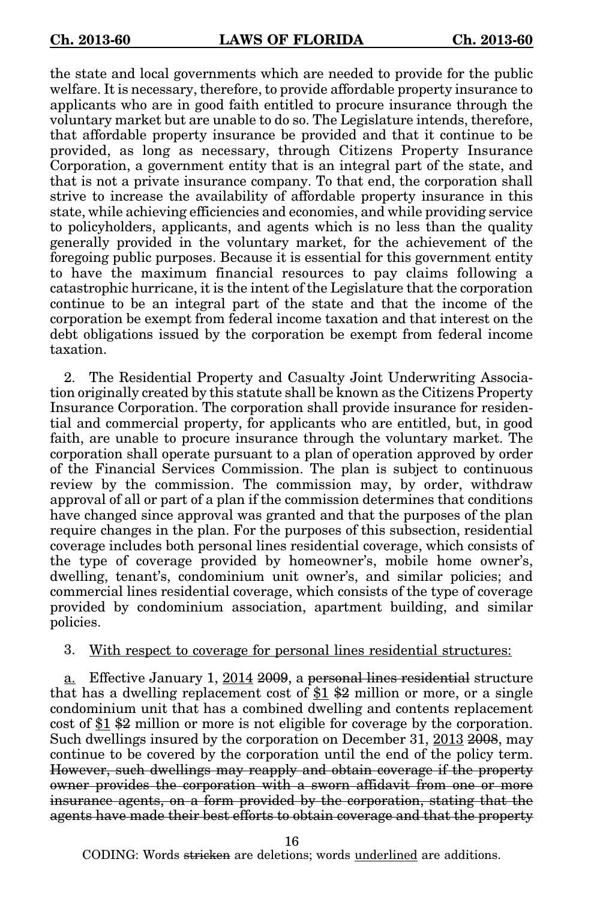the state and local governments which are needed to provide for the public welfare. It is necessary, therefore, to provide affordable property insurance to applicants who are in good faith entitled to procure insurance through the voluntary market but are unable to do so. The Legislature intends, therefore, that affordable property insurance be provided and that it continue to be provided, as long as necessary, through Citizens Property Insurance Corporation, a government entity that is an integral part of the state, and that is not a private insurance company. To that end, the corporation shall strive to increase the availability of affordable property insurance in this state, while achieving efficiencies and economies, and while providing service to policyholders, applicants, and agents which is no less than the quality generally provided in the voluntary market, for the achievement of the foregoing public purposes. Because it is essential for this government entity to have the maximum financial resources to pay claims following a catastrophic hurricane, it is the intent of the Legislature that the corporation continue to be an integral part of the state and that the income of the corporation be exempt from federal income taxation and that interest on the debt obligations issued by the corporation be exempt from federal income taxation.

2. The Residential Property and Casualty Joint Underwriting Association originally created by this statute shall be known as the Citizens Property Insurance Corporation. The corporation shall provide insurance for residential and commercial property, for applicants who are entitled, but, in good faith, are unable to procure insurance through the voluntary market. The corporation shall operate pursuant to a plan of operation approved by order of the Financial Services Commission. The plan is subject to continuous review by the commission. The commission may, by order, withdraw approval of all or part of a plan if the commission determines that conditions have changed since approval was granted and that the purposes of the plan require changes in the plan. For the purposes of this subsection, residential coverage includes both personal lines residential coverage, which consists of the type of coverage provided by homeowner's, mobile home owner's, dwelling, tenant's, condominium unit owner's, and similar policies; and commercial lines residential coverage, which consists of the type of coverage provided by condominium association, apartment building, and similar policies.

3. <u>With respect to coverage for personal lines residential structures:</u>

<u>a.</u> Effective January 1, <u>2014</u> ~~2009~~, a ~~personal lines residential~~ structure that has a dwelling replacement cost of <u>$1</u> ~~$2~~ million or more, or a single condominium unit that has a combined dwelling and contents replacement cost of <u>$1</u> ~~$2~~ million or more is not eligible for coverage by the corporation. Such dwellings insured by the corporation on December 31, <u>2013</u> ~~2008~~, may continue to be covered by the corporation until the end of the policy term. ~~However, such dwellings may reapply and obtain coverage if the property owner provides the corporation with a sworn affidavit from one or more insurance agents, on a form provided by the corporation, stating that the agents have made their best efforts to obtain coverage and that the property~~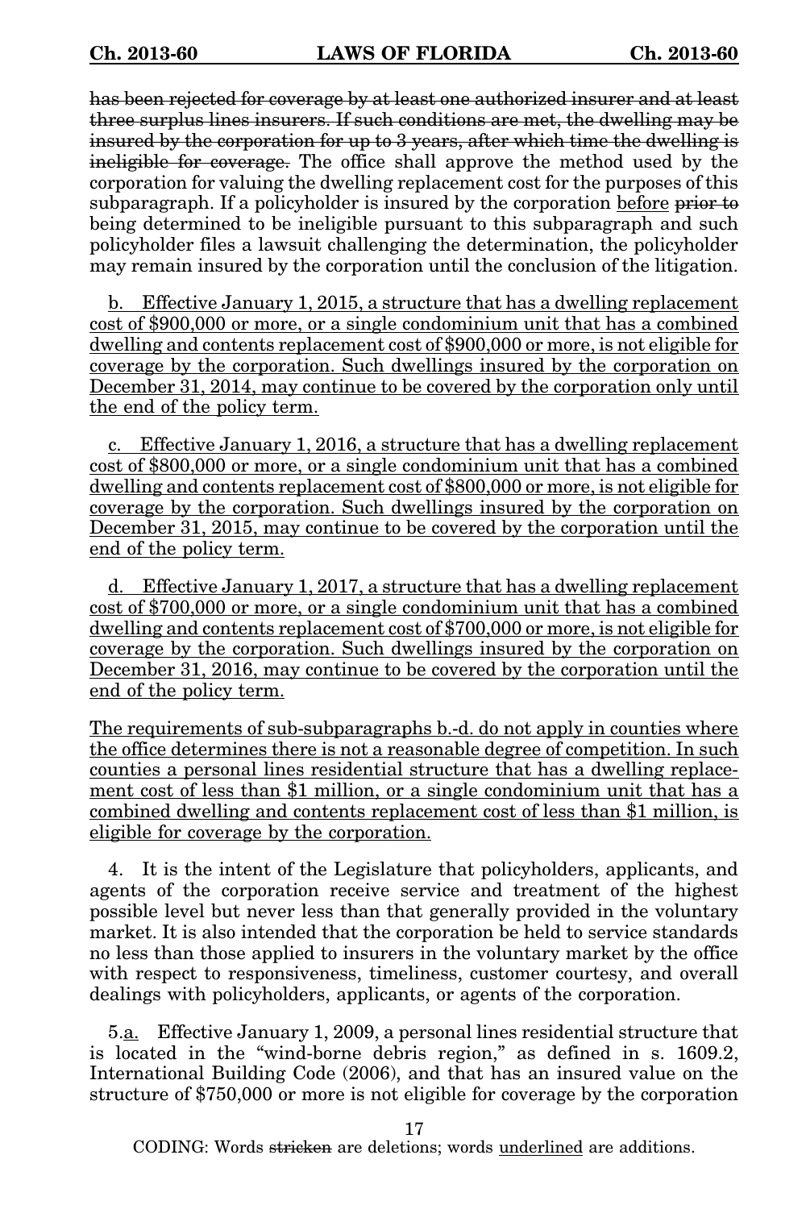~~has been rejected for coverage by at least one authorized insurer and at least three surplus lines insurers. If such conditions are met, the dwelling may be insured by the corporation for up to 3 years, after which time the dwelling is ineligible for coverage.~~ The office shall approve the method used by the corporation for valuing the dwelling replacement cost for the purposes of this subparagraph. If a policyholder is insured by the corporation <u>before</u> ~~prior to~~ being determined to be ineligible pursuant to this subparagraph and such policyholder files a lawsuit challenging the determination, the policyholder may remain insured by the corporation until the conclusion of the litigation.

<u>b. Effective January 1, 2015, a structure that has a dwelling replacement cost of $900,000 or more, or a single condominium unit that has a combined dwelling and contents replacement cost of $900,000 or more, is not eligible for coverage by the corporation. Such dwellings insured by the corporation on December 31, 2014, may continue to be covered by the corporation only until the end of the policy term.</u>

<u>c. Effective January 1, 2016, a structure that has a dwelling replacement cost of $800,000 or more, or a single condominium unit that has a combined dwelling and contents replacement cost of $800,000 or more, is not eligible for coverage by the corporation. Such dwellings insured by the corporation on December 31, 2015, may continue to be covered by the corporation until the end of the policy term.</u>

<u>d. Effective January 1, 2017, a structure that has a dwelling replacement cost of $700,000 or more, or a single condominium unit that has a combined dwelling and contents replacement cost of $700,000 or more, is not eligible for coverage by the corporation. Such dwellings insured by the corporation on December 31, 2016, may continue to be covered by the corporation until the end of the policy term.</u>

<u>The requirements of sub-subparagraphs b.-d. do not apply in counties where the office determines there is not a reasonable degree of competition. In such counties a personal lines residential structure that has a dwelling replacement cost of less than $1 million, or a single condominium unit that has a combined dwelling and contents replacement cost of less than $1 million, is eligible for coverage by the corporation.</u>

4. It is the intent of the Legislature that policyholders, applicants, and agents of the corporation receive service and treatment of the highest possible level but never less than that generally provided in the voluntary market. It is also intended that the corporation be held to service standards no less than those applied to insurers in the voluntary market by the office with respect to responsiveness, timeliness, customer courtesy, and overall dealings with policyholders, applicants, or agents of the corporation.

5.<u>a.</u> Effective January 1, 2009, a personal lines residential structure that is located in the "wind-borne debris region," as defined in s. 1609.2, International Building Code (2006), and that has an insured value on the structure of $750,000 or more is not eligible for coverage by the corporation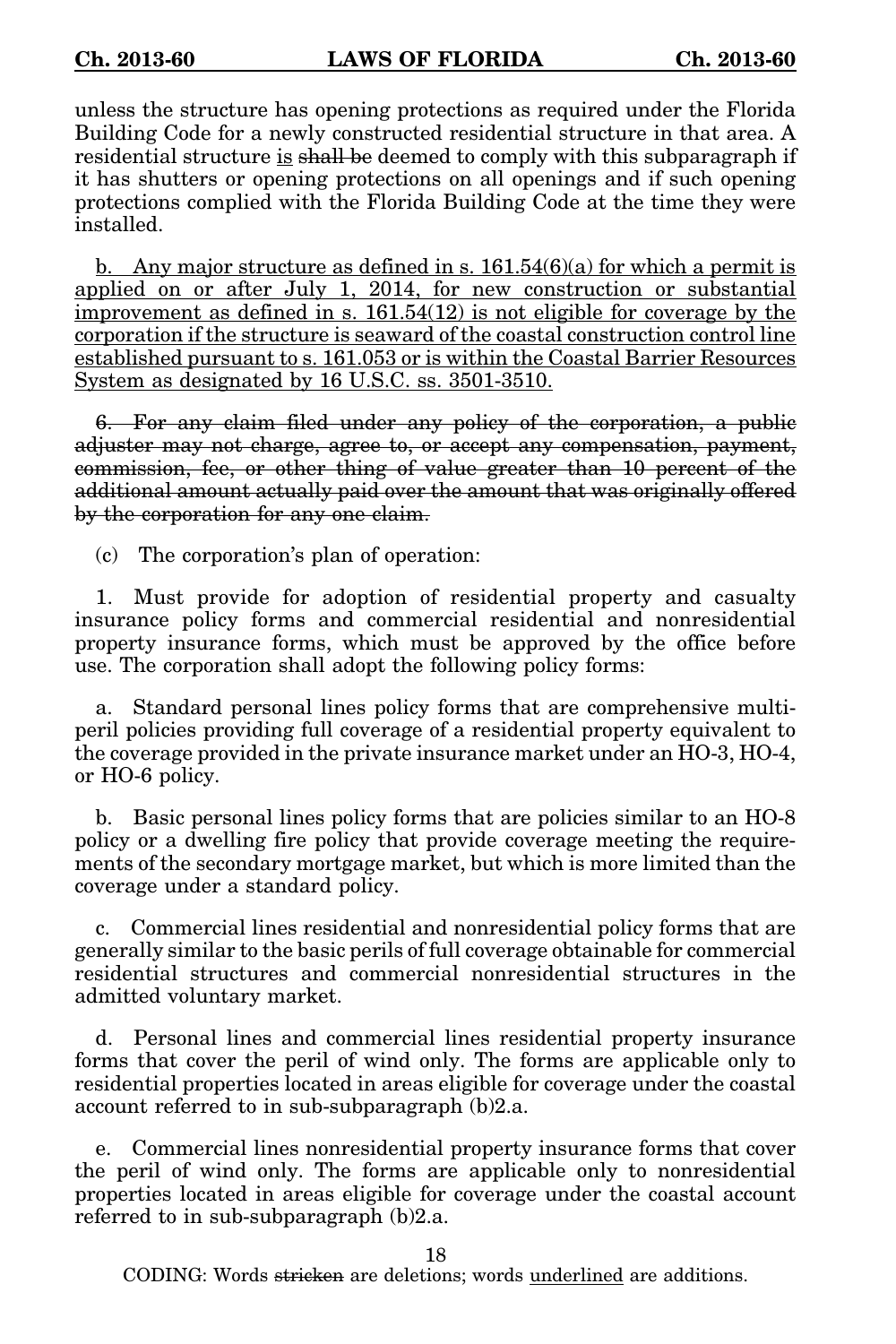unless the structure has opening protections as required under the Florida Building Code for a newly constructed residential structure in that area. A residential structure <u>is</u> ~~shall be~~ deemed to comply with this subparagraph if it has shutters or opening protections on all openings and if such opening protections complied with the Florida Building Code at the time they were installed.

<u>b. Any major structure as defined in s. 161.54(6)(a) for which a permit is applied on or after July 1, 2014, for new construction or substantial improvement as defined in s. 161.54(12) is not eligible for coverage by the corporation if the structure is seaward of the coastal construction control line established pursuant to s. 161.053 or is within the Coastal Barrier Resources System as designated by 16 U.S.C. ss. 3501-3510.</u>

~~6. For any claim filed under any policy of the corporation, a public adjuster may not charge, agree to, or accept any compensation, payment, commission, fee, or other thing of value greater than 10 percent of the additional amount actually paid over the amount that was originally offered by the corporation for any one claim.~~

(c) The corporation's plan of operation:

1. Must provide for adoption of residential property and casualty insurance policy forms and commercial residential and nonresidential property insurance forms, which must be approved by the office before use. The corporation shall adopt the following policy forms:

a. Standard personal lines policy forms that are comprehensive multiperil policies providing full coverage of a residential property equivalent to the coverage provided in the private insurance market under an HO-3, HO-4, or HO-6 policy.

b. Basic personal lines policy forms that are policies similar to an HO-8 policy or a dwelling fire policy that provide coverage meeting the requirements of the secondary mortgage market, but which is more limited than the coverage under a standard policy.

c. Commercial lines residential and nonresidential policy forms that are generally similar to the basic perils of full coverage obtainable for commercial residential structures and commercial nonresidential structures in the admitted voluntary market.

d. Personal lines and commercial lines residential property insurance forms that cover the peril of wind only. The forms are applicable only to residential properties located in areas eligible for coverage under the coastal account referred to in sub-subparagraph (b)2.a.

e. Commercial lines nonresidential property insurance forms that cover the peril of wind only. The forms are applicable only to nonresidential properties located in areas eligible for coverage under the coastal account referred to in sub-subparagraph (b)2.a.

CODING: Words ~~stricken~~ are deletions; words <u>underlined</u> are additions.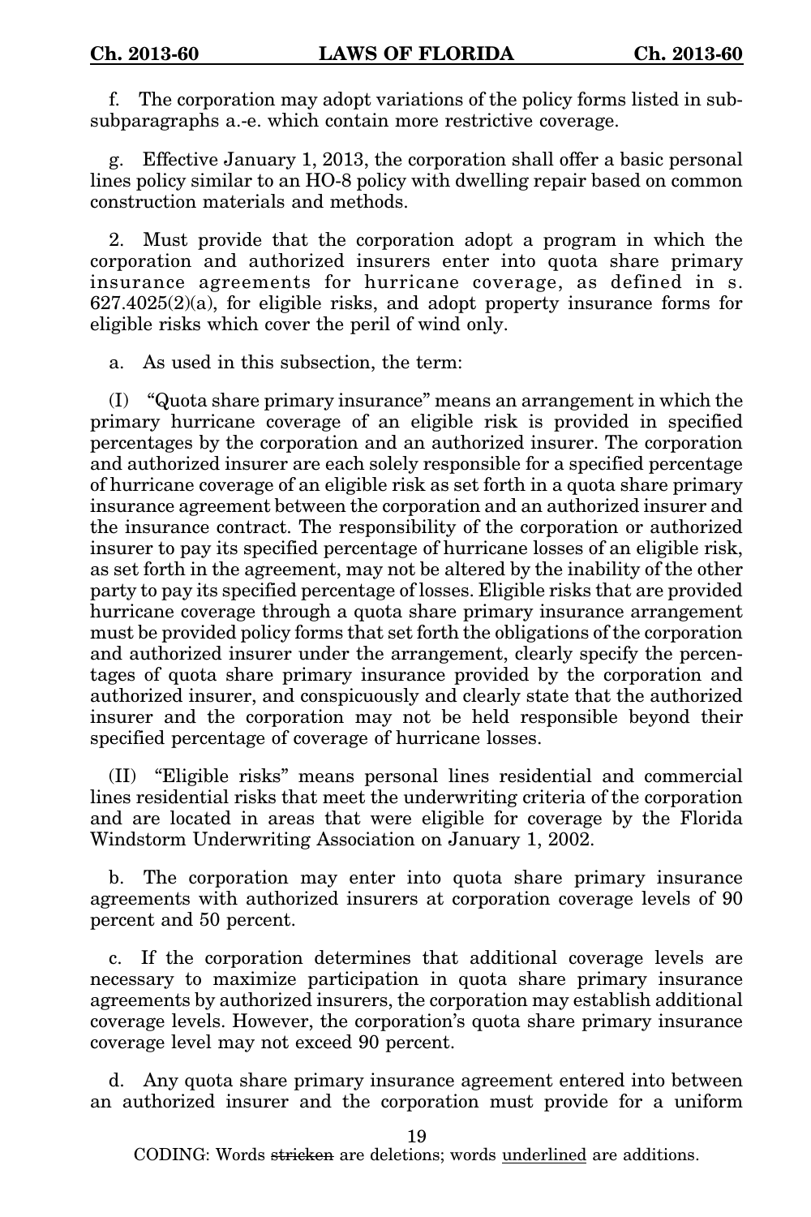f. The corporation may adopt variations of the policy forms listed in sub-subparagraphs a.-e. which contain more restrictive coverage.

g. Effective January 1, 2013, the corporation shall offer a basic personal lines policy similar to an HO-8 policy with dwelling repair based on common construction materials and methods.

2. Must provide that the corporation adopt a program in which the corporation and authorized insurers enter into quota share primary insurance agreements for hurricane coverage, as defined in s. 627.4025(2)(a), for eligible risks, and adopt property insurance forms for eligible risks which cover the peril of wind only.

a. As used in this subsection, the term:

(I) "Quota share primary insurance" means an arrangement in which the primary hurricane coverage of an eligible risk is provided in specified percentages by the corporation and an authorized insurer. The corporation and authorized insurer are each solely responsible for a specified percentage of hurricane coverage of an eligible risk as set forth in a quota share primary insurance agreement between the corporation and an authorized insurer and the insurance contract. The responsibility of the corporation or authorized insurer to pay its specified percentage of hurricane losses of an eligible risk, as set forth in the agreement, may not be altered by the inability of the other party to pay its specified percentage of losses. Eligible risks that are provided hurricane coverage through a quota share primary insurance arrangement must be provided policy forms that set forth the obligations of the corporation and authorized insurer under the arrangement, clearly specify the percentages of quota share primary insurance provided by the corporation and authorized insurer, and conspicuously and clearly state that the authorized insurer and the corporation may not be held responsible beyond their specified percentage of coverage of hurricane losses.

(II) "Eligible risks" means personal lines residential and commercial lines residential risks that meet the underwriting criteria of the corporation and are located in areas that were eligible for coverage by the Florida Windstorm Underwriting Association on January 1, 2002.

b. The corporation may enter into quota share primary insurance agreements with authorized insurers at corporation coverage levels of 90 percent and 50 percent.

c. If the corporation determines that additional coverage levels are necessary to maximize participation in quota share primary insurance agreements by authorized insurers, the corporation may establish additional coverage levels. However, the corporation's quota share primary insurance coverage level may not exceed 90 percent.

d. Any quota share primary insurance agreement entered into between an authorized insurer and the corporation must provide for a uniform

CODING: Words ~~stricken~~ are deletions; words <u>underlined</u> are additions.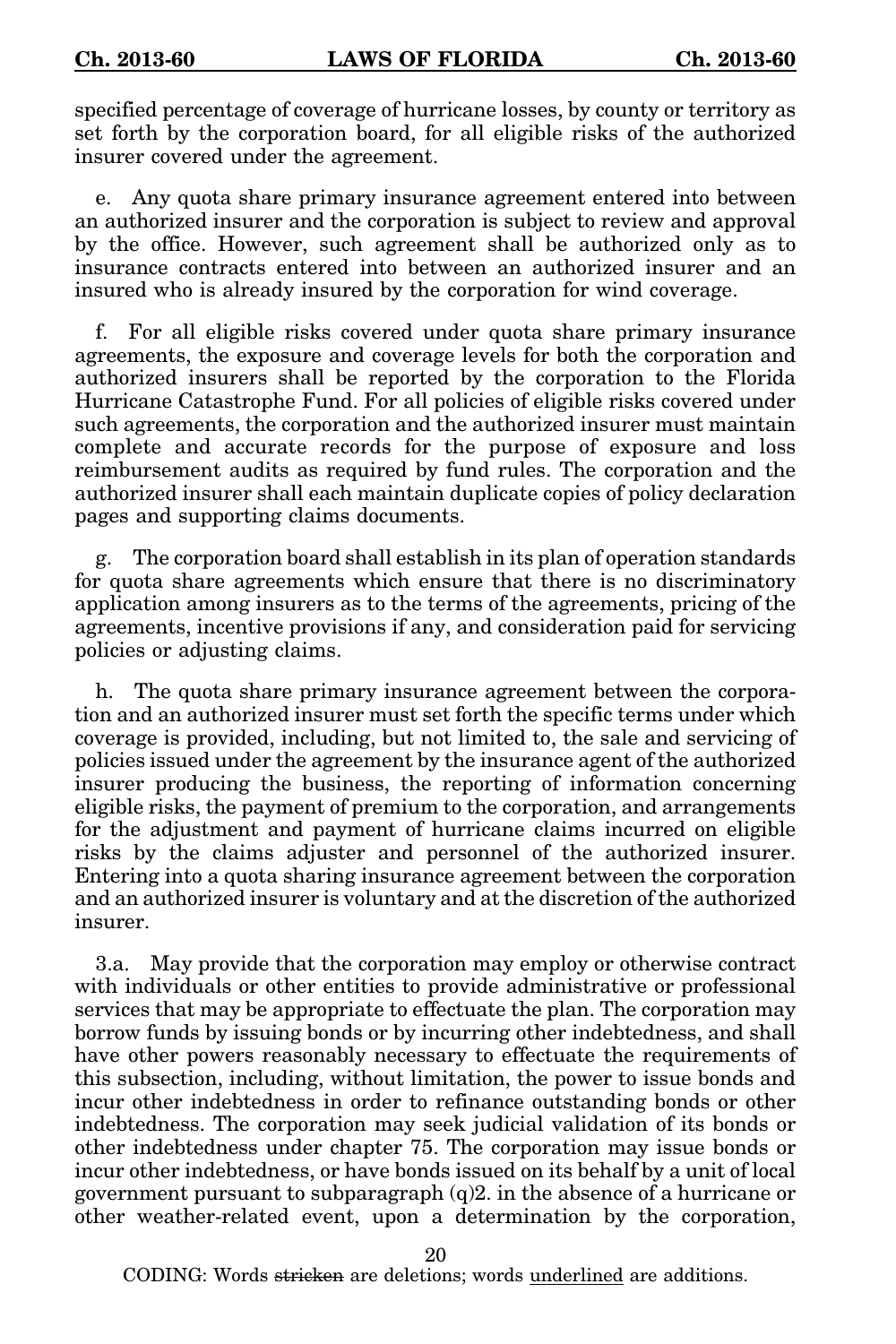specified percentage of coverage of hurricane losses, by county or territory as set forth by the corporation board, for all eligible risks of the authorized insurer covered under the agreement.

e. Any quota share primary insurance agreement entered into between an authorized insurer and the corporation is subject to review and approval by the office. However, such agreement shall be authorized only as to insurance contracts entered into between an authorized insurer and an insured who is already insured by the corporation for wind coverage.

f. For all eligible risks covered under quota share primary insurance agreements, the exposure and coverage levels for both the corporation and authorized insurers shall be reported by the corporation to the Florida Hurricane Catastrophe Fund. For all policies of eligible risks covered under such agreements, the corporation and the authorized insurer must maintain complete and accurate records for the purpose of exposure and loss reimbursement audits as required by fund rules. The corporation and the authorized insurer shall each maintain duplicate copies of policy declaration pages and supporting claims documents.

g. The corporation board shall establish in its plan of operation standards for quota share agreements which ensure that there is no discriminatory application among insurers as to the terms of the agreements, pricing of the agreements, incentive provisions if any, and consideration paid for servicing policies or adjusting claims.

h. The quota share primary insurance agreement between the corporation and an authorized insurer must set forth the specific terms under which coverage is provided, including, but not limited to, the sale and servicing of policies issued under the agreement by the insurance agent of the authorized insurer producing the business, the reporting of information concerning eligible risks, the payment of premium to the corporation, and arrangements for the adjustment and payment of hurricane claims incurred on eligible risks by the claims adjuster and personnel of the authorized insurer. Entering into a quota sharing insurance agreement between the corporation and an authorized insurer is voluntary and at the discretion of the authorized insurer.

3.a. May provide that the corporation may employ or otherwise contract with individuals or other entities to provide administrative or professional services that may be appropriate to effectuate the plan. The corporation may borrow funds by issuing bonds or by incurring other indebtedness, and shall have other powers reasonably necessary to effectuate the requirements of this subsection, including, without limitation, the power to issue bonds and incur other indebtedness in order to refinance outstanding bonds or other indebtedness. The corporation may seek judicial validation of its bonds or other indebtedness under chapter 75. The corporation may issue bonds or incur other indebtedness, or have bonds issued on its behalf by a unit of local government pursuant to subparagraph (q)2. in the absence of a hurricane or other weather-related event, upon a determination by the corporation,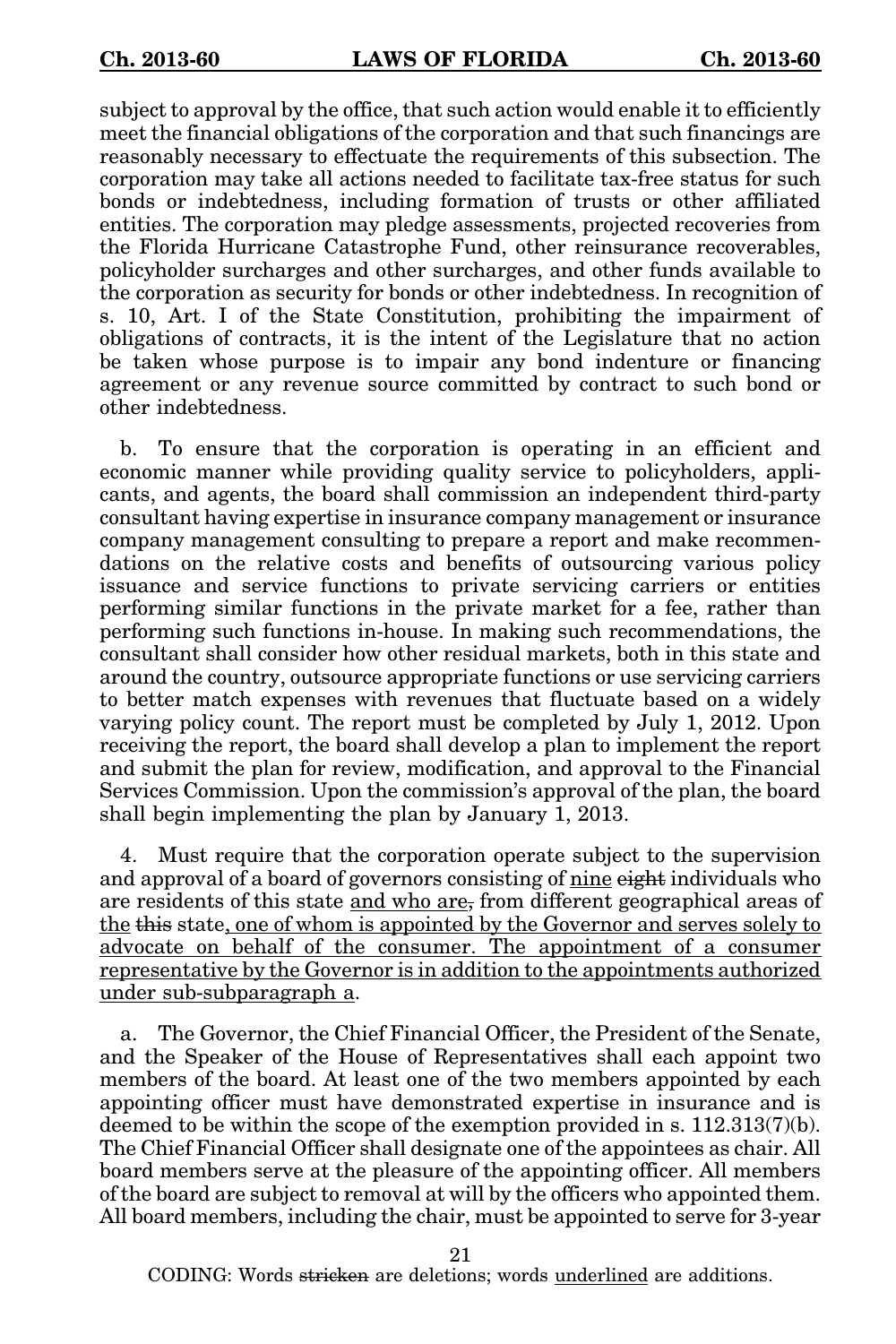subject to approval by the office, that such action would enable it to efficiently meet the financial obligations of the corporation and that such financings are reasonably necessary to effectuate the requirements of this subsection. The corporation may take all actions needed to facilitate tax-free status for such bonds or indebtedness, including formation of trusts or other affiliated entities. The corporation may pledge assessments, projected recoveries from the Florida Hurricane Catastrophe Fund, other reinsurance recoverables, policyholder surcharges and other surcharges, and other funds available to the corporation as security for bonds or other indebtedness. In recognition of s. 10, Art. I of the State Constitution, prohibiting the impairment of obligations of contracts, it is the intent of the Legislature that no action be taken whose purpose is to impair any bond indenture or financing agreement or any revenue source committed by contract to such bond or other indebtedness.

b. To ensure that the corporation is operating in an efficient and economic manner while providing quality service to policyholders, applicants, and agents, the board shall commission an independent third-party consultant having expertise in insurance company management or insurance company management consulting to prepare a report and make recommendations on the relative costs and benefits of outsourcing various policy issuance and service functions to private servicing carriers or entities performing similar functions in the private market for a fee, rather than performing such functions in-house. In making such recommendations, the consultant shall consider how other residual markets, both in this state and around the country, outsource appropriate functions or use servicing carriers to better match expenses with revenues that fluctuate based on a widely varying policy count. The report must be completed by July 1, 2012. Upon receiving the report, the board shall develop a plan to implement the report and submit the plan for review, modification, and approval to the Financial Services Commission. Upon the commission's approval of the plan, the board shall begin implementing the plan by January 1, 2013.

4. Must require that the corporation operate subject to the supervision and approval of a board of governors consisting of <u>nine</u> ~~eight~~ individuals who are residents of this state <u>and who are</u>~~,~~ from different geographical areas of <u>the</u> ~~this~~ state<u>, one of whom is appointed by the Governor and serves solely to advocate on behalf of the consumer. The appointment of a consumer representative by the Governor is in addition to the appointments authorized under sub-subparagraph a</u>.

a. The Governor, the Chief Financial Officer, the President of the Senate, and the Speaker of the House of Representatives shall each appoint two members of the board. At least one of the two members appointed by each appointing officer must have demonstrated expertise in insurance and is deemed to be within the scope of the exemption provided in s. 112.313(7)(b). The Chief Financial Officer shall designate one of the appointees as chair. All board members serve at the pleasure of the appointing officer. All members of the board are subject to removal at will by the officers who appointed them. All board members, including the chair, must be appointed to serve for 3-year

CODING: Words ~~stricken~~ are deletions; words <u>underlined</u> are additions.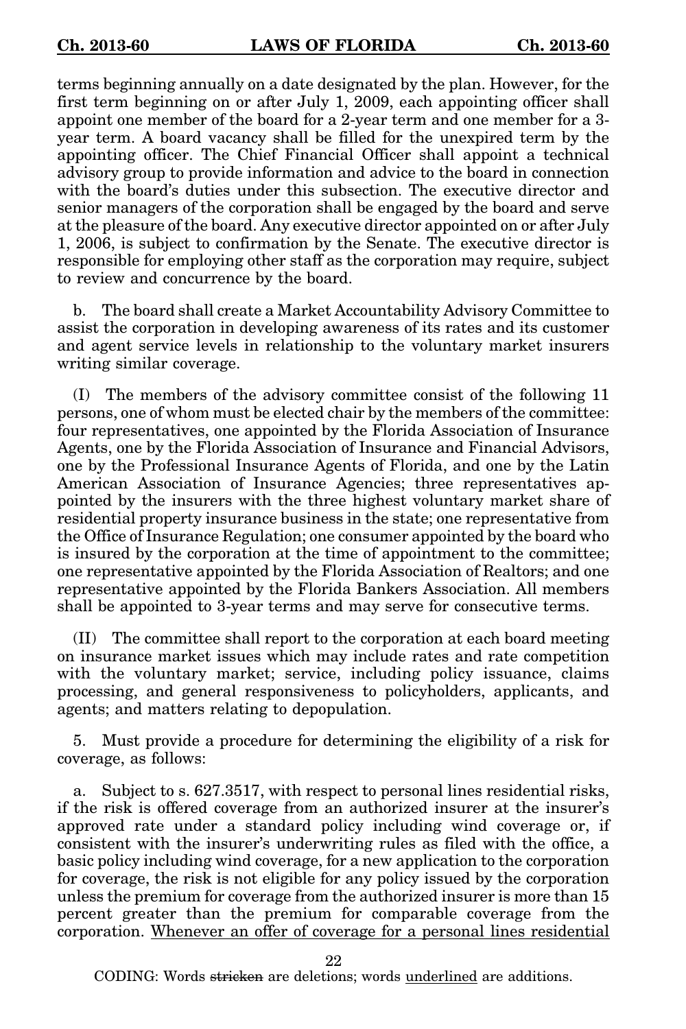terms beginning annually on a date designated by the plan. However, for the first term beginning on or after July 1, 2009, each appointing officer shall appoint one member of the board for a 2-year term and one member for a 3-year term. A board vacancy shall be filled for the unexpired term by the appointing officer. The Chief Financial Officer shall appoint a technical advisory group to provide information and advice to the board in connection with the board's duties under this subsection. The executive director and senior managers of the corporation shall be engaged by the board and serve at the pleasure of the board. Any executive director appointed on or after July 1, 2006, is subject to confirmation by the Senate. The executive director is responsible for employing other staff as the corporation may require, subject to review and concurrence by the board.

b. The board shall create a Market Accountability Advisory Committee to assist the corporation in developing awareness of its rates and its customer and agent service levels in relationship to the voluntary market insurers writing similar coverage.

(I) The members of the advisory committee consist of the following 11 persons, one of whom must be elected chair by the members of the committee: four representatives, one appointed by the Florida Association of Insurance Agents, one by the Florida Association of Insurance and Financial Advisors, one by the Professional Insurance Agents of Florida, and one by the Latin American Association of Insurance Agencies; three representatives appointed by the insurers with the three highest voluntary market share of residential property insurance business in the state; one representative from the Office of Insurance Regulation; one consumer appointed by the board who is insured by the corporation at the time of appointment to the committee; one representative appointed by the Florida Association of Realtors; and one representative appointed by the Florida Bankers Association. All members shall be appointed to 3-year terms and may serve for consecutive terms.

(II) The committee shall report to the corporation at each board meeting on insurance market issues which may include rates and rate competition with the voluntary market; service, including policy issuance, claims processing, and general responsiveness to policyholders, applicants, and agents; and matters relating to depopulation.

5. Must provide a procedure for determining the eligibility of a risk for coverage, as follows:

a. Subject to s. 627.3517, with respect to personal lines residential risks, if the risk is offered coverage from an authorized insurer at the insurer's approved rate under a standard policy including wind coverage or, if consistent with the insurer's underwriting rules as filed with the office, a basic policy including wind coverage, for a new application to the corporation for coverage, the risk is not eligible for any policy issued by the corporation unless the premium for coverage from the authorized insurer is more than 15 percent greater than the premium for comparable coverage from the corporation. Whenever an offer of coverage for a personal lines residential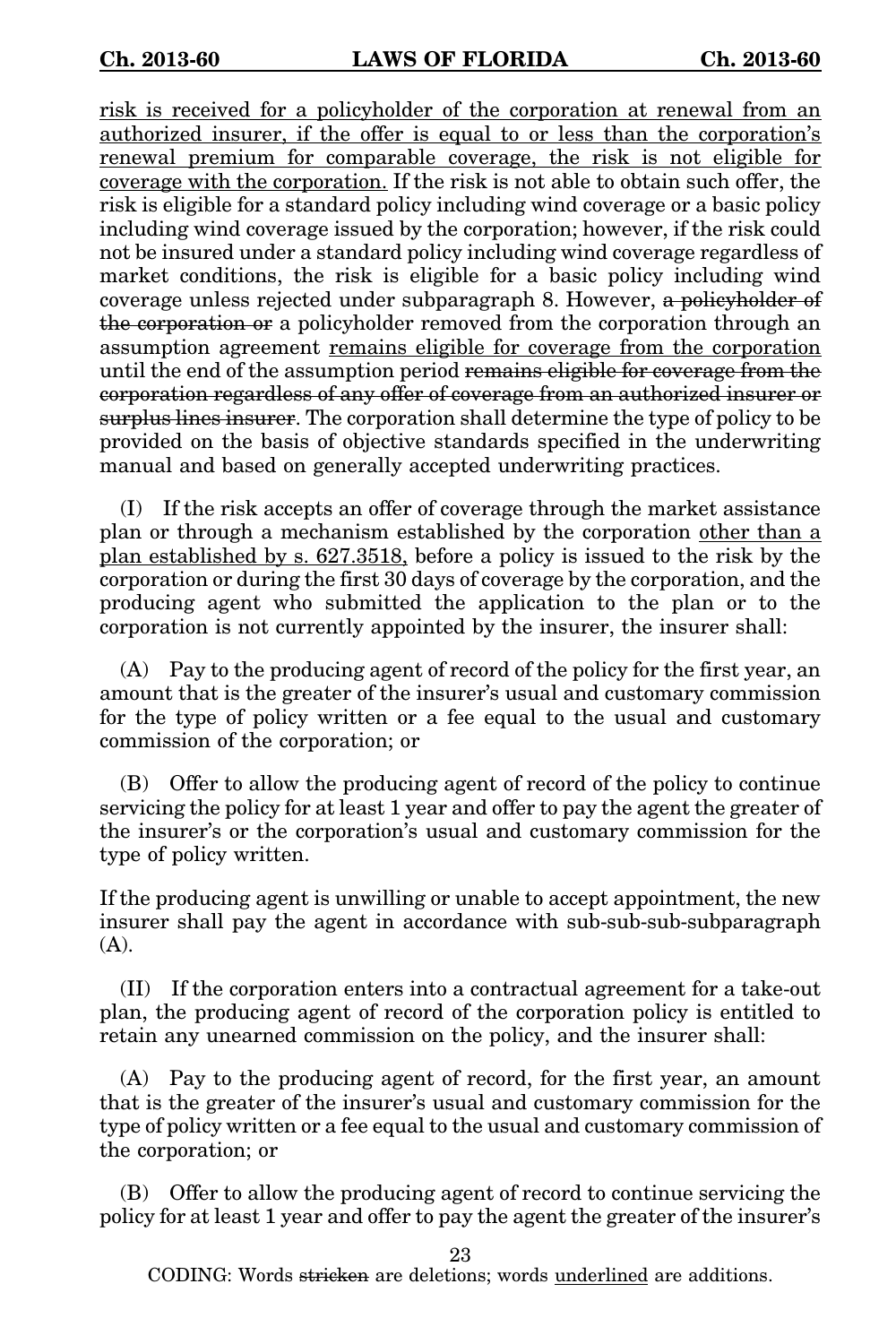<u>risk is received for a policyholder of the corporation at renewal from an authorized insurer, if the offer is equal to or less than the corporation's renewal premium for comparable coverage, the risk is not eligible for coverage with the corporation.</u> If the risk is not able to obtain such offer, the risk is eligible for a standard policy including wind coverage or a basic policy including wind coverage issued by the corporation; however, if the risk could not be insured under a standard policy including wind coverage regardless of market conditions, the risk is eligible for a basic policy including wind coverage unless rejected under subparagraph 8. However, ~~a policyholder of the corporation or~~ a policyholder removed from the corporation through an assumption agreement <u>remains eligible for coverage from the corporation</u> until the end of the assumption period ~~remains eligible for coverage from the corporation regardless of any offer of coverage from an authorized insurer or surplus lines insurer~~. The corporation shall determine the type of policy to be provided on the basis of objective standards specified in the underwriting manual and based on generally accepted underwriting practices.

(I) If the risk accepts an offer of coverage through the market assistance plan or through a mechanism established by the corporation <u>other than a plan established by s. 627.3518,</u> before a policy is issued to the risk by the corporation or during the first 30 days of coverage by the corporation, and the producing agent who submitted the application to the plan or to the corporation is not currently appointed by the insurer, the insurer shall:

(A) Pay to the producing agent of record of the policy for the first year, an amount that is the greater of the insurer's usual and customary commission for the type of policy written or a fee equal to the usual and customary commission of the corporation; or

(B) Offer to allow the producing agent of record of the policy to continue servicing the policy for at least 1 year and offer to pay the agent the greater of the insurer's or the corporation's usual and customary commission for the type of policy written.

If the producing agent is unwilling or unable to accept appointment, the new insurer shall pay the agent in accordance with sub-sub-sub-subparagraph (A).

(II) If the corporation enters into a contractual agreement for a take-out plan, the producing agent of record of the corporation policy is entitled to retain any unearned commission on the policy, and the insurer shall:

(A) Pay to the producing agent of record, for the first year, an amount that is the greater of the insurer's usual and customary commission for the type of policy written or a fee equal to the usual and customary commission of the corporation; or

(B) Offer to allow the producing agent of record to continue servicing the policy for at least 1 year and offer to pay the agent the greater of the insurer's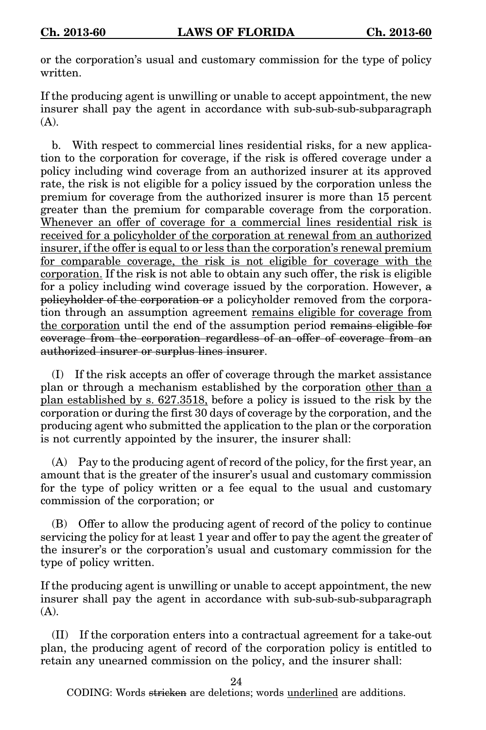or the corporation's usual and customary commission for the type of policy written.

If the producing agent is unwilling or unable to accept appointment, the new insurer shall pay the agent in accordance with sub-sub-sub-subparagraph (A).

b. With respect to commercial lines residential risks, for a new application to the corporation for coverage, if the risk is offered coverage under a policy including wind coverage from an authorized insurer at its approved rate, the risk is not eligible for a policy issued by the corporation unless the premium for coverage from the authorized insurer is more than 15 percent greater than the premium for comparable coverage from the corporation. <u>Whenever an offer of coverage for a commercial lines residential risk is received for a policyholder of the corporation at renewal from an authorized insurer, if the offer is equal to or less than the corporation's renewal premium for comparable coverage, the risk is not eligible for coverage with the corporation.</u> If the risk is not able to obtain any such offer, the risk is eligible for a policy including wind coverage issued by the corporation. However, ~~a policyholder of the corporation or~~ a policyholder removed from the corporation through an assumption agreement <u>remains eligible for coverage from the corporation</u> until the end of the assumption period ~~remains eligible for coverage from the corporation regardless of an offer of coverage from an authorized insurer or surplus lines insurer~~.

(I) If the risk accepts an offer of coverage through the market assistance plan or through a mechanism established by the corporation <u>other than a plan established by s. 627.3518,</u> before a policy is issued to the risk by the corporation or during the first 30 days of coverage by the corporation, and the producing agent who submitted the application to the plan or the corporation is not currently appointed by the insurer, the insurer shall:

(A) Pay to the producing agent of record of the policy, for the first year, an amount that is the greater of the insurer's usual and customary commission for the type of policy written or a fee equal to the usual and customary commission of the corporation; or

(B) Offer to allow the producing agent of record of the policy to continue servicing the policy for at least 1 year and offer to pay the agent the greater of the insurer's or the corporation's usual and customary commission for the type of policy written.

If the producing agent is unwilling or unable to accept appointment, the new insurer shall pay the agent in accordance with sub-sub-sub-subparagraph (A).

(II) If the corporation enters into a contractual agreement for a take-out plan, the producing agent of record of the corporation policy is entitled to retain any unearned commission on the policy, and the insurer shall: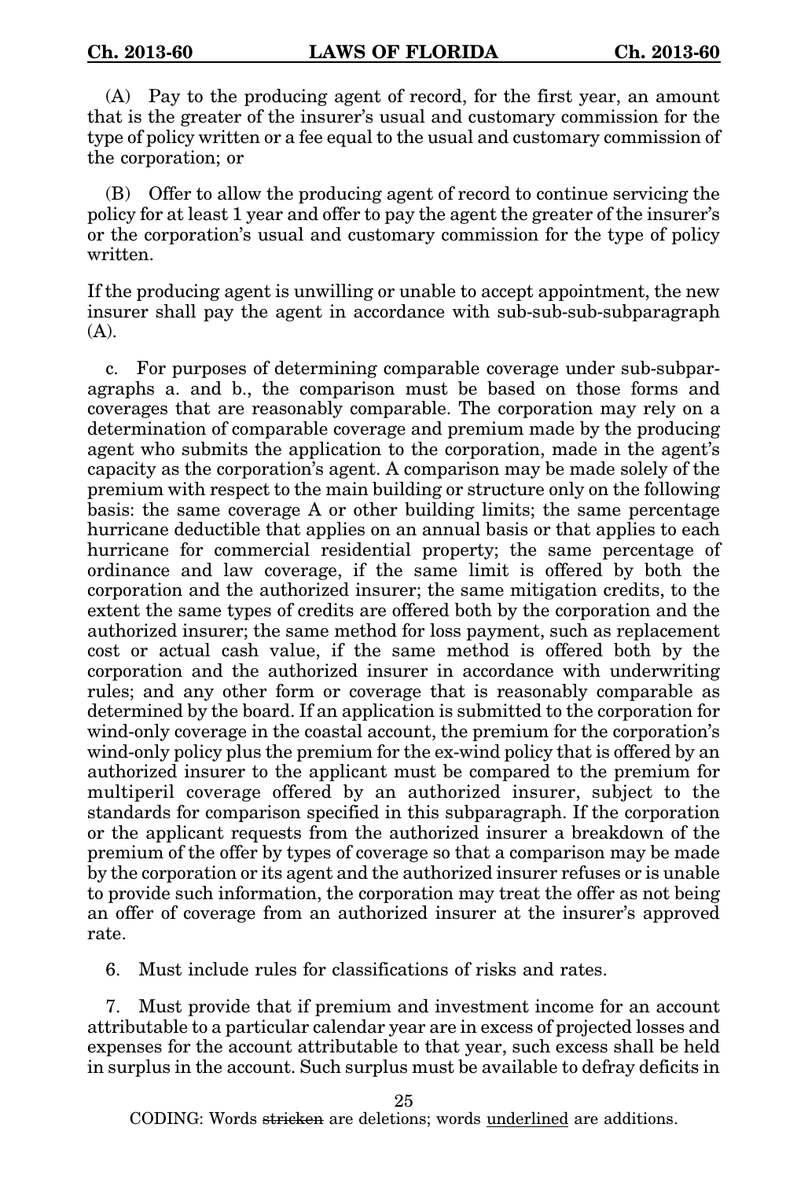(A) Pay to the producing agent of record, for the first year, an amount that is the greater of the insurer's usual and customary commission for the type of policy written or a fee equal to the usual and customary commission of the corporation; or

(B) Offer to allow the producing agent of record to continue servicing the policy for at least 1 year and offer to pay the agent the greater of the insurer's or the corporation's usual and customary commission for the type of policy written.

If the producing agent is unwilling or unable to accept appointment, the new insurer shall pay the agent in accordance with sub-sub-sub-subparagraph (A).

c. For purposes of determining comparable coverage under sub-subparagraphs a. and b., the comparison must be based on those forms and coverages that are reasonably comparable. The corporation may rely on a determination of comparable coverage and premium made by the producing agent who submits the application to the corporation, made in the agent's capacity as the corporation's agent. A comparison may be made solely of the premium with respect to the main building or structure only on the following basis: the same coverage A or other building limits; the same percentage hurricane deductible that applies on an annual basis or that applies to each hurricane for commercial residential property; the same percentage of ordinance and law coverage, if the same limit is offered by both the corporation and the authorized insurer; the same mitigation credits, to the extent the same types of credits are offered both by the corporation and the authorized insurer; the same method for loss payment, such as replacement cost or actual cash value, if the same method is offered both by the corporation and the authorized insurer in accordance with underwriting rules; and any other form or coverage that is reasonably comparable as determined by the board. If an application is submitted to the corporation for wind-only coverage in the coastal account, the premium for the corporation's wind-only policy plus the premium for the ex-wind policy that is offered by an authorized insurer to the applicant must be compared to the premium for multiperil coverage offered by an authorized insurer, subject to the standards for comparison specified in this subparagraph. If the corporation or the applicant requests from the authorized insurer a breakdown of the premium of the offer by types of coverage so that a comparison may be made by the corporation or its agent and the authorized insurer refuses or is unable to provide such information, the corporation may treat the offer as not being an offer of coverage from an authorized insurer at the insurer's approved rate.

6. Must include rules for classifications of risks and rates.

7. Must provide that if premium and investment income for an account attributable to a particular calendar year are in excess of projected losses and expenses for the account attributable to that year, such excess shall be held in surplus in the account. Such surplus must be available to defray deficits in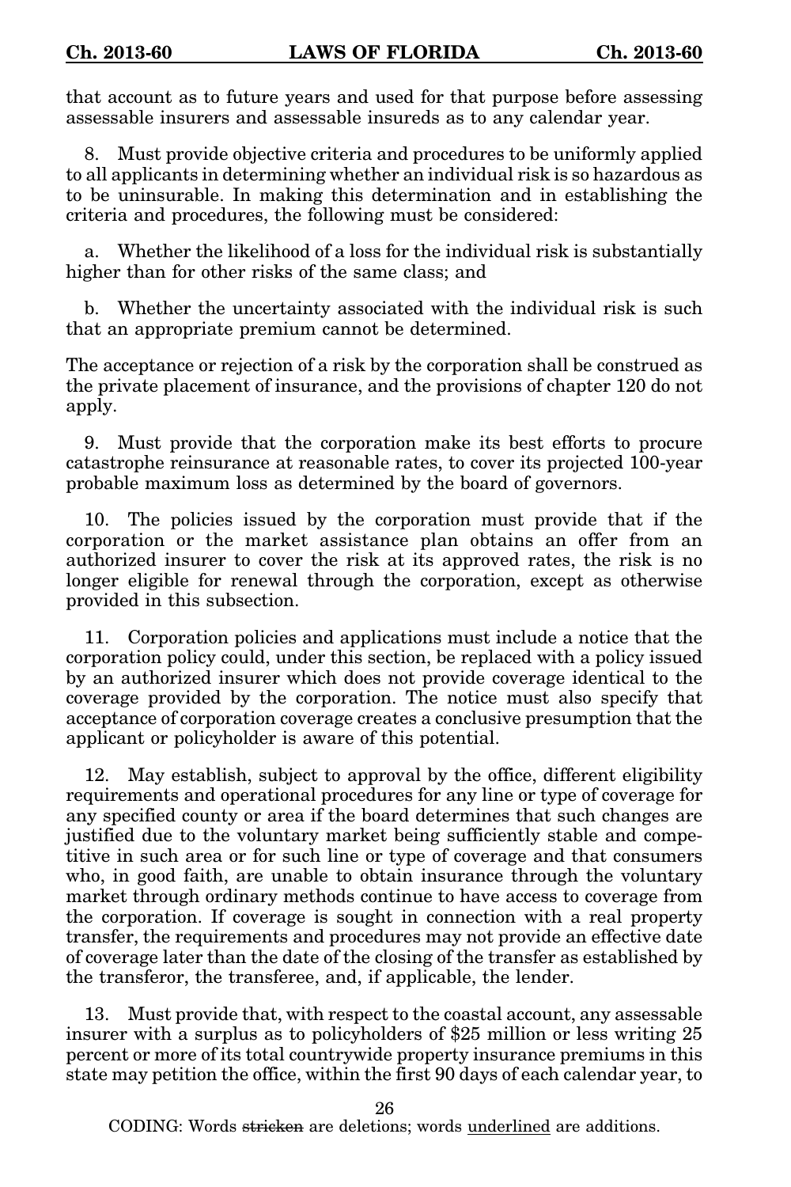that account as to future years and used for that purpose before assessing assessable insurers and assessable insureds as to any calendar year.

8. Must provide objective criteria and procedures to be uniformly applied to all applicants in determining whether an individual risk is so hazardous as to be uninsurable. In making this determination and in establishing the criteria and procedures, the following must be considered:

a. Whether the likelihood of a loss for the individual risk is substantially higher than for other risks of the same class; and

b. Whether the uncertainty associated with the individual risk is such that an appropriate premium cannot be determined.

The acceptance or rejection of a risk by the corporation shall be construed as the private placement of insurance, and the provisions of chapter 120 do not apply.

9. Must provide that the corporation make its best efforts to procure catastrophe reinsurance at reasonable rates, to cover its projected 100-year probable maximum loss as determined by the board of governors.

10. The policies issued by the corporation must provide that if the corporation or the market assistance plan obtains an offer from an authorized insurer to cover the risk at its approved rates, the risk is no longer eligible for renewal through the corporation, except as otherwise provided in this subsection.

11. Corporation policies and applications must include a notice that the corporation policy could, under this section, be replaced with a policy issued by an authorized insurer which does not provide coverage identical to the coverage provided by the corporation. The notice must also specify that acceptance of corporation coverage creates a conclusive presumption that the applicant or policyholder is aware of this potential.

12. May establish, subject to approval by the office, different eligibility requirements and operational procedures for any line or type of coverage for any specified county or area if the board determines that such changes are justified due to the voluntary market being sufficiently stable and competitive in such area or for such line or type of coverage and that consumers who, in good faith, are unable to obtain insurance through the voluntary market through ordinary methods continue to have access to coverage from the corporation. If coverage is sought in connection with a real property transfer, the requirements and procedures may not provide an effective date of coverage later than the date of the closing of the transfer as established by the transferor, the transferee, and, if applicable, the lender.

13. Must provide that, with respect to the coastal account, any assessable insurer with a surplus as to policyholders of $25 million or less writing 25 percent or more of its total countrywide property insurance premiums in this state may petition the office, within the first 90 days of each calendar year, to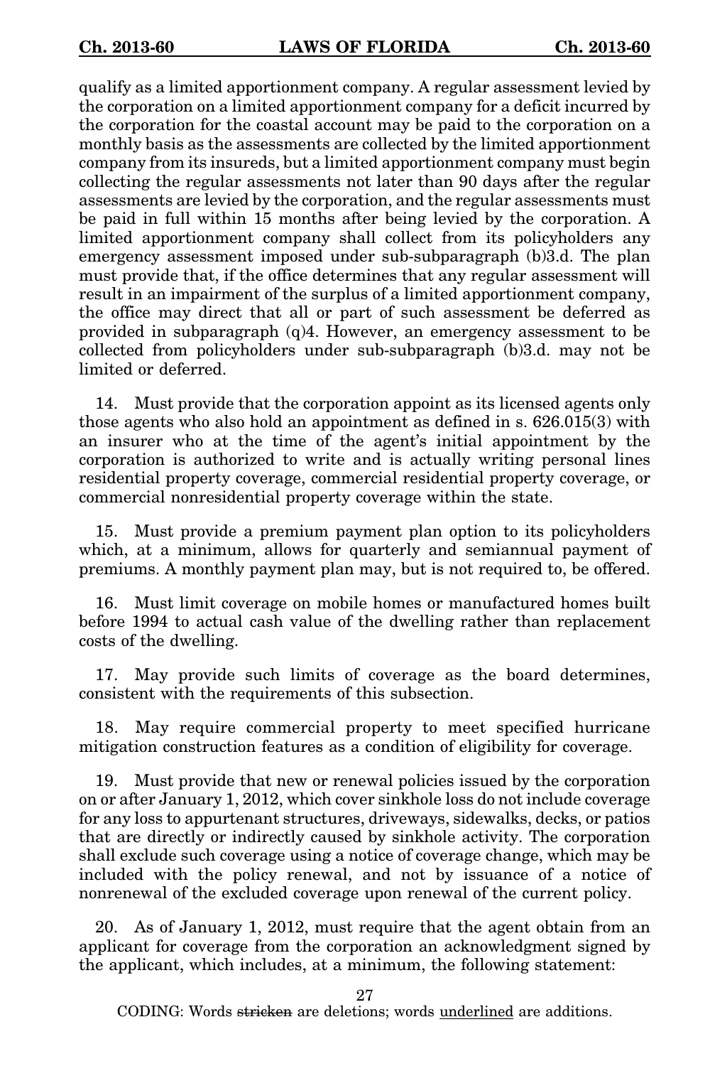qualify as a limited apportionment company. A regular assessment levied by the corporation on a limited apportionment company for a deficit incurred by the corporation for the coastal account may be paid to the corporation on a monthly basis as the assessments are collected by the limited apportionment company from its insureds, but a limited apportionment company must begin collecting the regular assessments not later than 90 days after the regular assessments are levied by the corporation, and the regular assessments must be paid in full within 15 months after being levied by the corporation. A limited apportionment company shall collect from its policyholders any emergency assessment imposed under sub-subparagraph (b)3.d. The plan must provide that, if the office determines that any regular assessment will result in an impairment of the surplus of a limited apportionment company, the office may direct that all or part of such assessment be deferred as provided in subparagraph (q)4. However, an emergency assessment to be collected from policyholders under sub-subparagraph (b)3.d. may not be limited or deferred.

14. Must provide that the corporation appoint as its licensed agents only those agents who also hold an appointment as defined in s. 626.015(3) with an insurer who at the time of the agent's initial appointment by the corporation is authorized to write and is actually writing personal lines residential property coverage, commercial residential property coverage, or commercial nonresidential property coverage within the state.

15. Must provide a premium payment plan option to its policyholders which, at a minimum, allows for quarterly and semiannual payment of premiums. A monthly payment plan may, but is not required to, be offered.

16. Must limit coverage on mobile homes or manufactured homes built before 1994 to actual cash value of the dwelling rather than replacement costs of the dwelling.

17. May provide such limits of coverage as the board determines, consistent with the requirements of this subsection.

18. May require commercial property to meet specified hurricane mitigation construction features as a condition of eligibility for coverage.

19. Must provide that new or renewal policies issued by the corporation on or after January 1, 2012, which cover sinkhole loss do not include coverage for any loss to appurtenant structures, driveways, sidewalks, decks, or patios that are directly or indirectly caused by sinkhole activity. The corporation shall exclude such coverage using a notice of coverage change, which may be included with the policy renewal, and not by issuance of a notice of nonrenewal of the excluded coverage upon renewal of the current policy.

20. As of January 1, 2012, must require that the agent obtain from an applicant for coverage from the corporation an acknowledgment signed by the applicant, which includes, at a minimum, the following statement:

CODING: Words ~~stricken~~ are deletions; words <u>underlined</u> are additions.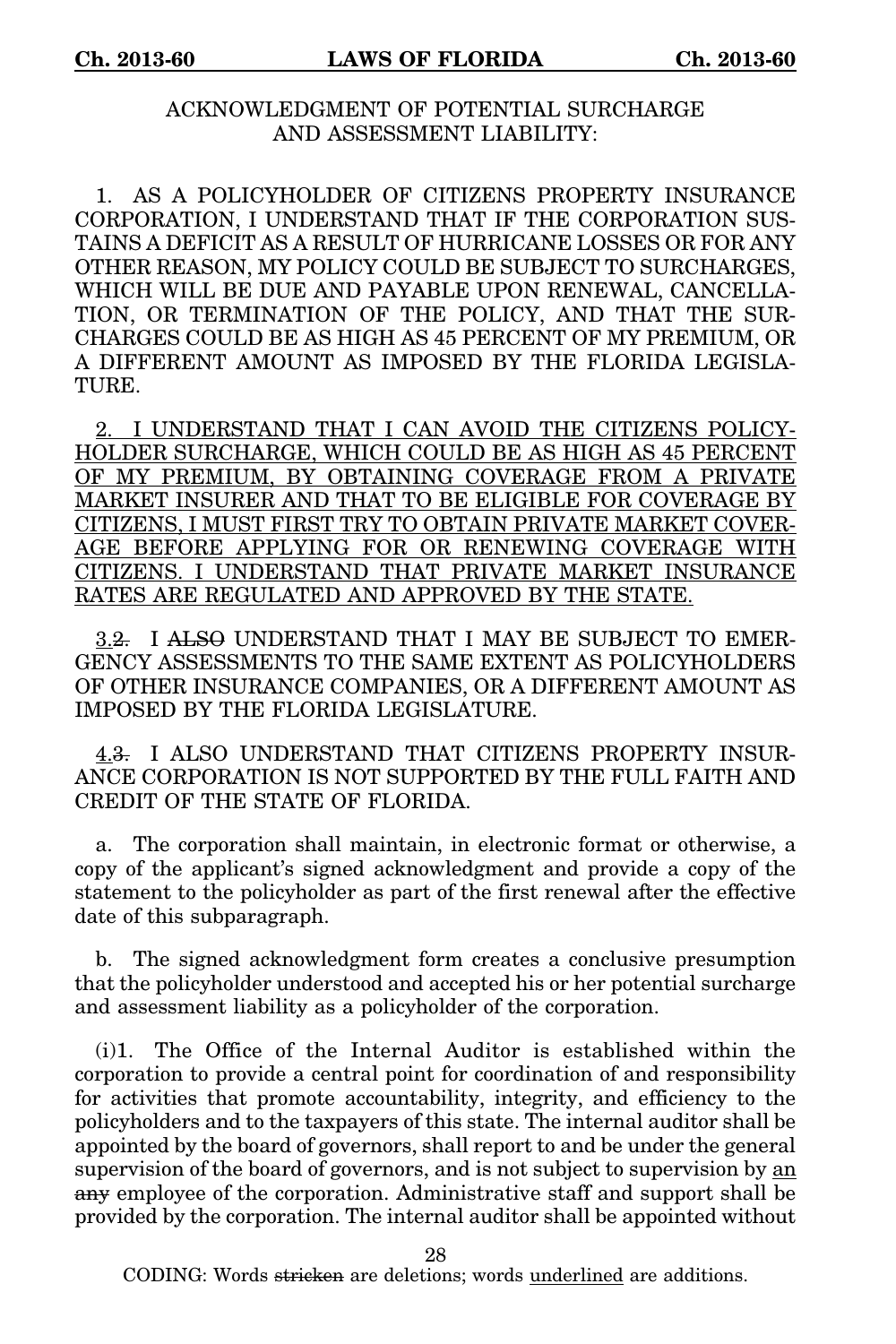ACKNOWLEDGMENT OF POTENTIAL SURCHARGE AND ASSESSMENT LIABILITY:

1. AS A POLICYHOLDER OF CITIZENS PROPERTY INSURANCE CORPORATION, I UNDERSTAND THAT IF THE CORPORATION SUSTAINS A DEFICIT AS A RESULT OF HURRICANE LOSSES OR FOR ANY OTHER REASON, MY POLICY COULD BE SUBJECT TO SURCHARGES, WHICH WILL BE DUE AND PAYABLE UPON RENEWAL, CANCELLATION, OR TERMINATION OF THE POLICY, AND THAT THE SURCHARGES COULD BE AS HIGH AS 45 PERCENT OF MY PREMIUM, OR A DIFFERENT AMOUNT AS IMPOSED BY THE FLORIDA LEGISLATURE.

<u>2. I UNDERSTAND THAT I CAN AVOID THE CITIZENS POLICYHOLDER SURCHARGE, WHICH COULD BE AS HIGH AS 45 PERCENT OF MY PREMIUM, BY OBTAINING COVERAGE FROM A PRIVATE MARKET INSURER AND THAT TO BE ELIGIBLE FOR COVERAGE BY CITIZENS, I MUST FIRST TRY TO OBTAIN PRIVATE MARKET COVERAGE BEFORE APPLYING FOR OR RENEWING COVERAGE WITH CITIZENS. I UNDERSTAND THAT PRIVATE MARKET INSURANCE RATES ARE REGULATED AND APPROVED BY THE STATE.</u>

<u>3.</u>~~2.~~ I ~~ALSO~~ UNDERSTAND THAT I MAY BE SUBJECT TO EMERGENCY ASSESSMENTS TO THE SAME EXTENT AS POLICYHOLDERS OF OTHER INSURANCE COMPANIES, OR A DIFFERENT AMOUNT AS IMPOSED BY THE FLORIDA LEGISLATURE.

<u>4.</u>~~3.~~ I ALSO UNDERSTAND THAT CITIZENS PROPERTY INSURANCE CORPORATION IS NOT SUPPORTED BY THE FULL FAITH AND CREDIT OF THE STATE OF FLORIDA.

a. The corporation shall maintain, in electronic format or otherwise, a copy of the applicant's signed acknowledgment and provide a copy of the statement to the policyholder as part of the first renewal after the effective date of this subparagraph.

b. The signed acknowledgment form creates a conclusive presumption that the policyholder understood and accepted his or her potential surcharge and assessment liability as a policyholder of the corporation.

(i)1. The Office of the Internal Auditor is established within the corporation to provide a central point for coordination of and responsibility for activities that promote accountability, integrity, and efficiency to the policyholders and to the taxpayers of this state. The internal auditor shall be appointed by the board of governors, shall report to and be under the general supervision of the board of governors, and is not subject to supervision by <u>an</u> ~~any~~ employee of the corporation. Administrative staff and support shall be provided by the corporation. The internal auditor shall be appointed without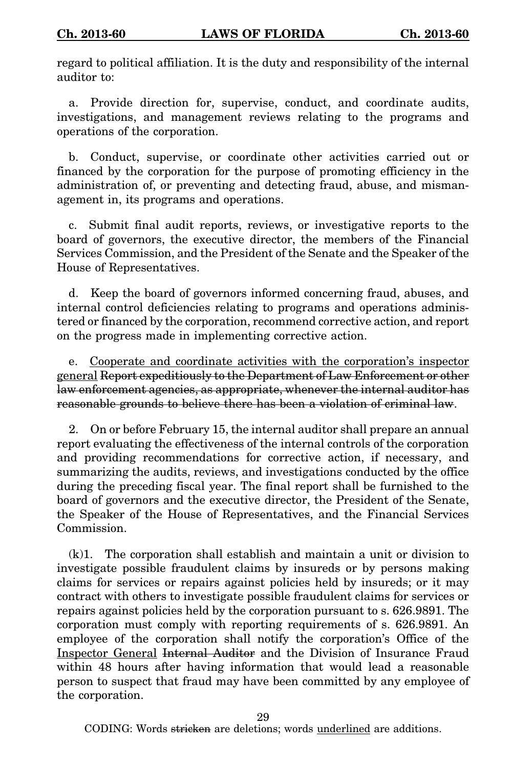regard to political affiliation. It is the duty and responsibility of the internal auditor to:

a. Provide direction for, supervise, conduct, and coordinate audits, investigations, and management reviews relating to the programs and operations of the corporation.

b. Conduct, supervise, or coordinate other activities carried out or financed by the corporation for the purpose of promoting efficiency in the administration of, or preventing and detecting fraud, abuse, and mismanagement in, its programs and operations.

c. Submit final audit reports, reviews, or investigative reports to the board of governors, the executive director, the members of the Financial Services Commission, and the President of the Senate and the Speaker of the House of Representatives.

d. Keep the board of governors informed concerning fraud, abuses, and internal control deficiencies relating to programs and operations administered or financed by the corporation, recommend corrective action, and report on the progress made in implementing corrective action.

e. <u>Cooperate and coordinate activities with the corporation's inspector general</u> ~~Report expeditiously to the Department of Law Enforcement or other law enforcement agencies, as appropriate, whenever the internal auditor has reasonable grounds to believe there has been a violation of criminal law~~.

2. On or before February 15, the internal auditor shall prepare an annual report evaluating the effectiveness of the internal controls of the corporation and providing recommendations for corrective action, if necessary, and summarizing the audits, reviews, and investigations conducted by the office during the preceding fiscal year. The final report shall be furnished to the board of governors and the executive director, the President of the Senate, the Speaker of the House of Representatives, and the Financial Services Commission.

(k)1. The corporation shall establish and maintain a unit or division to investigate possible fraudulent claims by insureds or by persons making claims for services or repairs against policies held by insureds; or it may contract with others to investigate possible fraudulent claims for services or repairs against policies held by the corporation pursuant to s. 626.9891. The corporation must comply with reporting requirements of s. 626.9891. An employee of the corporation shall notify the corporation's Office of the <u>Inspector General</u> ~~Internal Auditor~~ and the Division of Insurance Fraud within 48 hours after having information that would lead a reasonable person to suspect that fraud may have been committed by any employee of the corporation.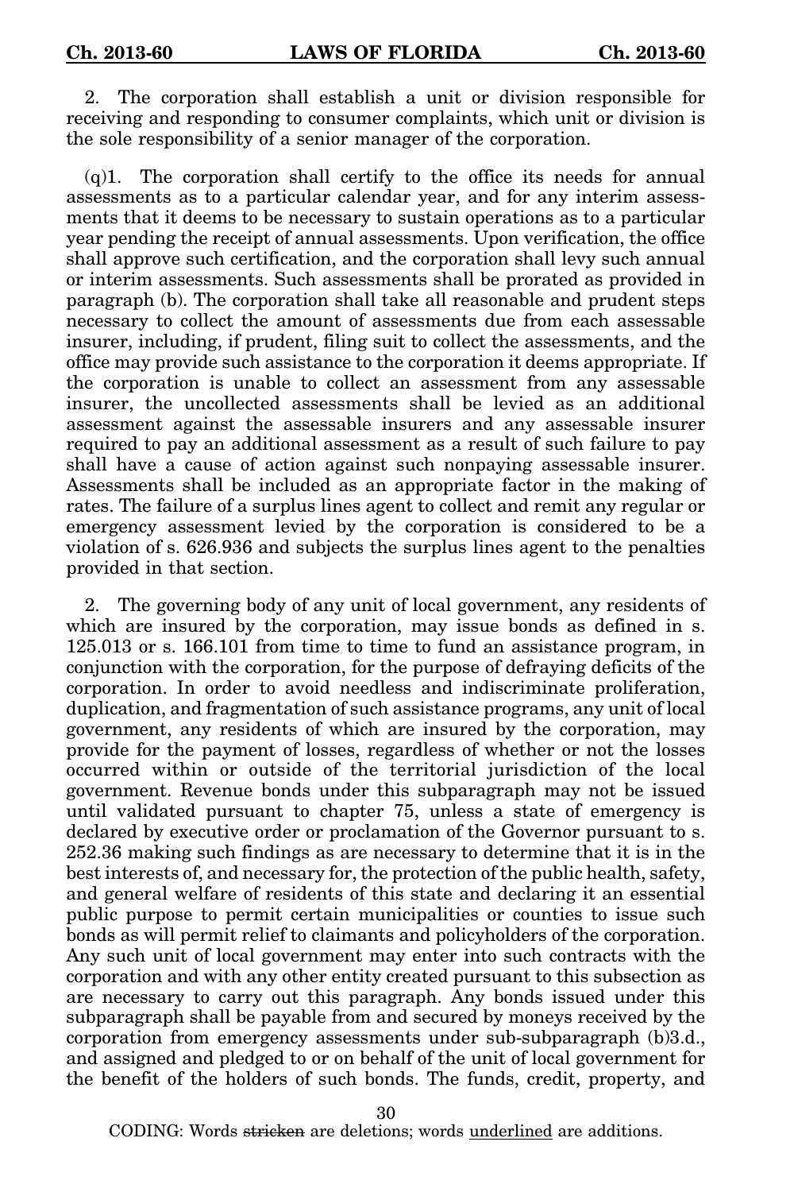2. The corporation shall establish a unit or division responsible for receiving and responding to consumer complaints, which unit or division is the sole responsibility of a senior manager of the corporation.

(q)1. The corporation shall certify to the office its needs for annual assessments as to a particular calendar year, and for any interim assessments that it deems to be necessary to sustain operations as to a particular year pending the receipt of annual assessments. Upon verification, the office shall approve such certification, and the corporation shall levy such annual or interim assessments. Such assessments shall be prorated as provided in paragraph (b). The corporation shall take all reasonable and prudent steps necessary to collect the amount of assessments due from each assessable insurer, including, if prudent, filing suit to collect the assessments, and the office may provide such assistance to the corporation it deems appropriate. If the corporation is unable to collect an assessment from any assessable insurer, the uncollected assessments shall be levied as an additional assessment against the assessable insurers and any assessable insurer required to pay an additional assessment as a result of such failure to pay shall have a cause of action against such nonpaying assessable insurer. Assessments shall be included as an appropriate factor in the making of rates. The failure of a surplus lines agent to collect and remit any regular or emergency assessment levied by the corporation is considered to be a violation of s. 626.936 and subjects the surplus lines agent to the penalties provided in that section.

2. The governing body of any unit of local government, any residents of which are insured by the corporation, may issue bonds as defined in s. 125.013 or s. 166.101 from time to time to fund an assistance program, in conjunction with the corporation, for the purpose of defraying deficits of the corporation. In order to avoid needless and indiscriminate proliferation, duplication, and fragmentation of such assistance programs, any unit of local government, any residents of which are insured by the corporation, may provide for the payment of losses, regardless of whether or not the losses occurred within or outside of the territorial jurisdiction of the local government. Revenue bonds under this subparagraph may not be issued until validated pursuant to chapter 75, unless a state of emergency is declared by executive order or proclamation of the Governor pursuant to s. 252.36 making such findings as are necessary to determine that it is in the best interests of, and necessary for, the protection of the public health, safety, and general welfare of residents of this state and declaring it an essential public purpose to permit certain municipalities or counties to issue such bonds as will permit relief to claimants and policyholders of the corporation. Any such unit of local government may enter into such contracts with the corporation and with any other entity created pursuant to this subsection as are necessary to carry out this paragraph. Any bonds issued under this subparagraph shall be payable from and secured by moneys received by the corporation from emergency assessments under sub-subparagraph (b)3.d., and assigned and pledged to or on behalf of the unit of local government for the benefit of the holders of such bonds. The funds, credit, property, and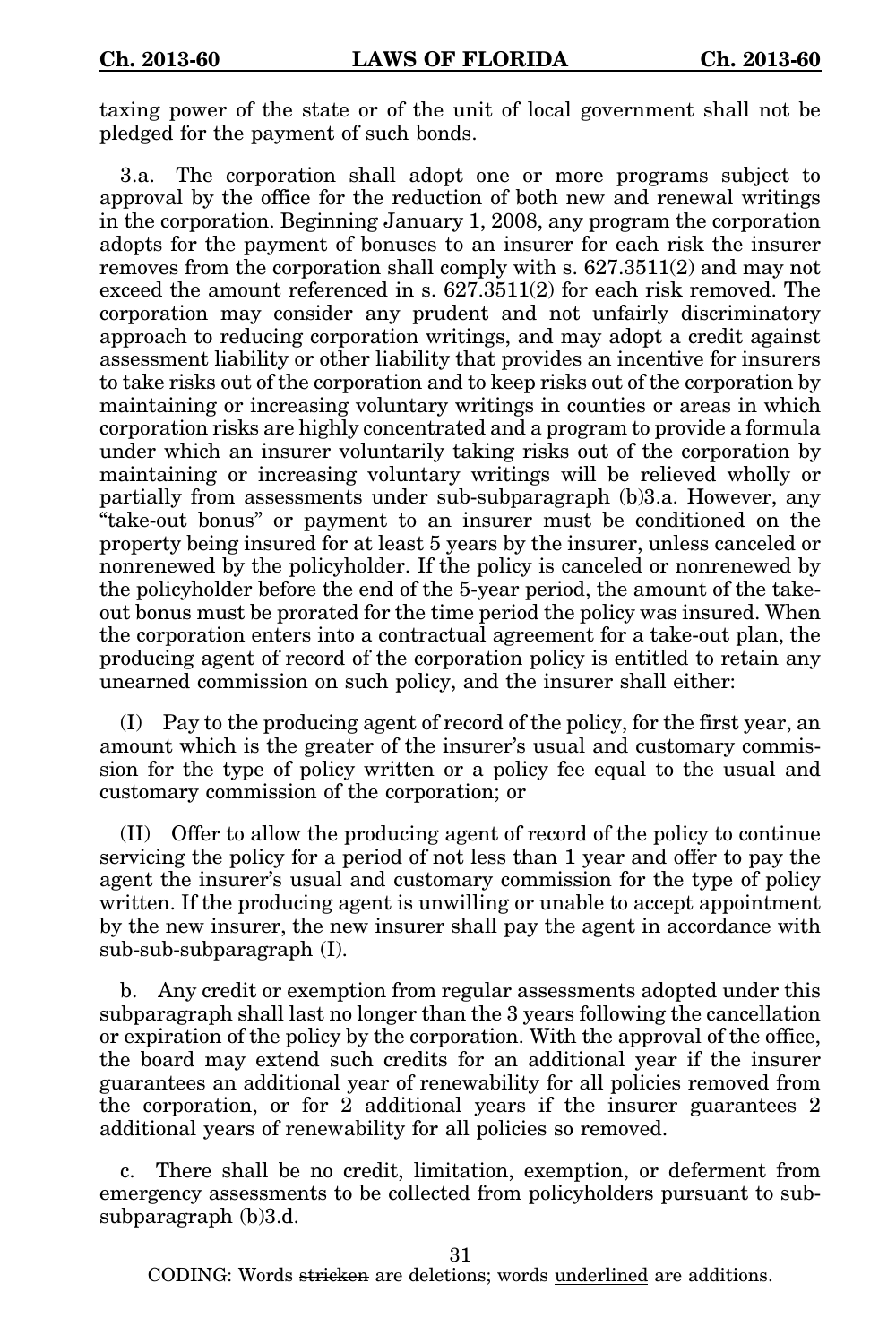taxing power of the state or of the unit of local government shall not be pledged for the payment of such bonds.

3.a. The corporation shall adopt one or more programs subject to approval by the office for the reduction of both new and renewal writings in the corporation. Beginning January 1, 2008, any program the corporation adopts for the payment of bonuses to an insurer for each risk the insurer removes from the corporation shall comply with s. 627.3511(2) and may not exceed the amount referenced in s. 627.3511(2) for each risk removed. The corporation may consider any prudent and not unfairly discriminatory approach to reducing corporation writings, and may adopt a credit against assessment liability or other liability that provides an incentive for insurers to take risks out of the corporation and to keep risks out of the corporation by maintaining or increasing voluntary writings in counties or areas in which corporation risks are highly concentrated and a program to provide a formula under which an insurer voluntarily taking risks out of the corporation by maintaining or increasing voluntary writings will be relieved wholly or partially from assessments under sub-subparagraph (b)3.a. However, any "take-out bonus" or payment to an insurer must be conditioned on the property being insured for at least 5 years by the insurer, unless canceled or nonrenewed by the policyholder. If the policy is canceled or nonrenewed by the policyholder before the end of the 5-year period, the amount of the take-out bonus must be prorated for the time period the policy was insured. When the corporation enters into a contractual agreement for a take-out plan, the producing agent of record of the corporation policy is entitled to retain any unearned commission on such policy, and the insurer shall either:

(I) Pay to the producing agent of record of the policy, for the first year, an amount which is the greater of the insurer's usual and customary commission for the type of policy written or a policy fee equal to the usual and customary commission of the corporation; or

(II) Offer to allow the producing agent of record of the policy to continue servicing the policy for a period of not less than 1 year and offer to pay the agent the insurer's usual and customary commission for the type of policy written. If the producing agent is unwilling or unable to accept appointment by the new insurer, the new insurer shall pay the agent in accordance with sub-sub-subparagraph (I).

b. Any credit or exemption from regular assessments adopted under this subparagraph shall last no longer than the 3 years following the cancellation or expiration of the policy by the corporation. With the approval of the office, the board may extend such credits for an additional year if the insurer guarantees an additional year of renewability for all policies removed from the corporation, or for 2 additional years if the insurer guarantees 2 additional years of renewability for all policies so removed.

c. There shall be no credit, limitation, exemption, or deferment from emergency assessments to be collected from policyholders pursuant to sub-subparagraph (b)3.d.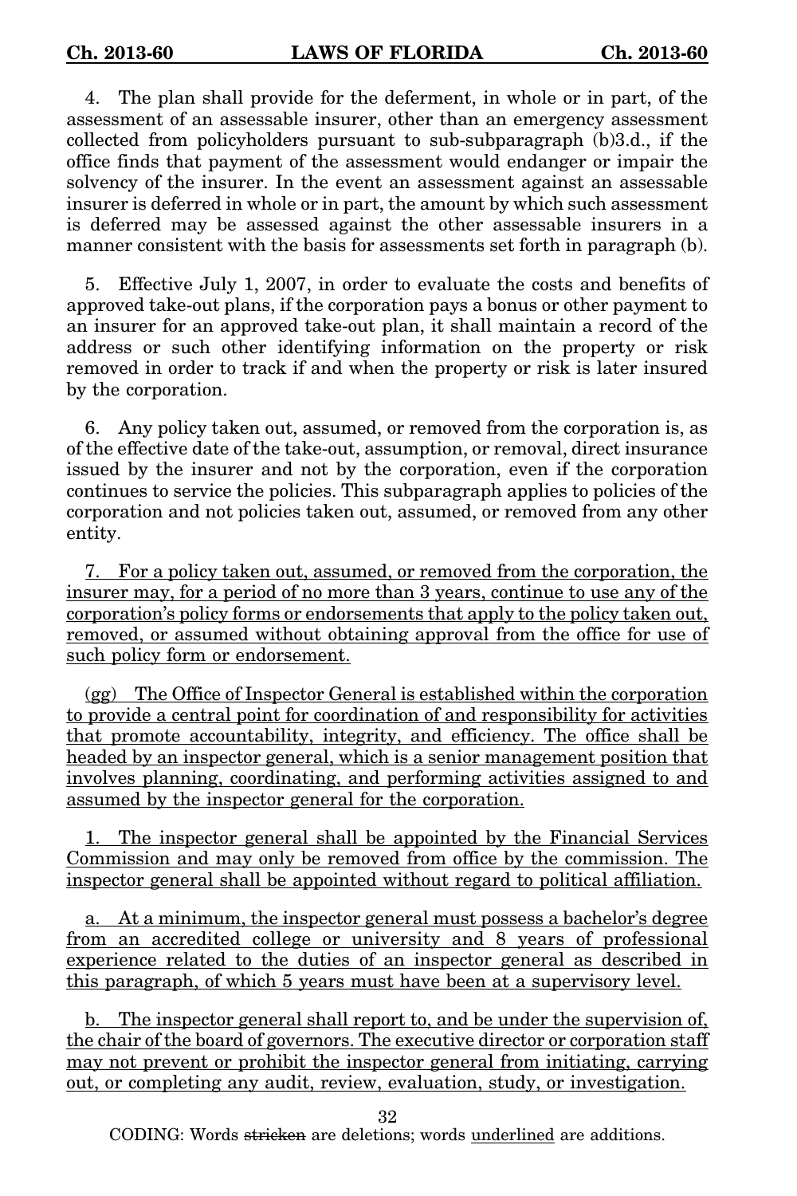4. The plan shall provide for the deferment, in whole or in part, of the assessment of an assessable insurer, other than an emergency assessment collected from policyholders pursuant to sub-subparagraph (b)3.d., if the office finds that payment of the assessment would endanger or impair the solvency of the insurer. In the event an assessment against an assessable insurer is deferred in whole or in part, the amount by which such assessment is deferred may be assessed against the other assessable insurers in a manner consistent with the basis for assessments set forth in paragraph (b).

5. Effective July 1, 2007, in order to evaluate the costs and benefits of approved take-out plans, if the corporation pays a bonus or other payment to an insurer for an approved take-out plan, it shall maintain a record of the address or such other identifying information on the property or risk removed in order to track if and when the property or risk is later insured by the corporation.

6. Any policy taken out, assumed, or removed from the corporation is, as of the effective date of the take-out, assumption, or removal, direct insurance issued by the insurer and not by the corporation, even if the corporation continues to service the policies. This subparagraph applies to policies of the corporation and not policies taken out, assumed, or removed from any other entity.

<u>7. For a policy taken out, assumed, or removed from the corporation, the insurer may, for a period of no more than 3 years, continue to use any of the corporation's policy forms or endorsements that apply to the policy taken out, removed, or assumed without obtaining approval from the office for use of such policy form or endorsement.</u>

<u>(gg) The Office of Inspector General is established within the corporation to provide a central point for coordination of and responsibility for activities that promote accountability, integrity, and efficiency. The office shall be headed by an inspector general, which is a senior management position that involves planning, coordinating, and performing activities assigned to and assumed by the inspector general for the corporation.</u>

<u>1. The inspector general shall be appointed by the Financial Services Commission and may only be removed from office by the commission. The inspector general shall be appointed without regard to political affiliation.</u>

<u>a. At a minimum, the inspector general must possess a bachelor's degree from an accredited college or university and 8 years of professional experience related to the duties of an inspector general as described in this paragraph, of which 5 years must have been at a supervisory level.</u>

<u>b. The inspector general shall report to, and be under the supervision of, the chair of the board of governors. The executive director or corporation staff may not prevent or prohibit the inspector general from initiating, carrying out, or completing any audit, review, evaluation, study, or investigation.</u>

CODING: Words ~~stricken~~ are deletions; words <u>underlined</u> are additions.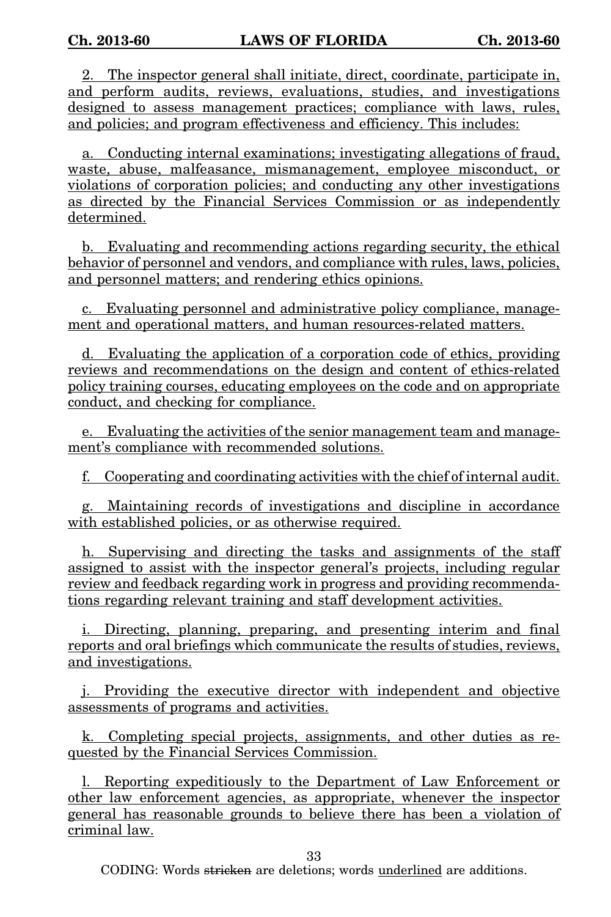2. The inspector general shall initiate, direct, coordinate, participate in, and perform audits, reviews, evaluations, studies, and investigations designed to assess management practices; compliance with laws, rules, and policies; and program effectiveness and efficiency. This includes:

a. Conducting internal examinations; investigating allegations of fraud, waste, abuse, malfeasance, mismanagement, employee misconduct, or violations of corporation policies; and conducting any other investigations as directed by the Financial Services Commission or as independently determined.

b. Evaluating and recommending actions regarding security, the ethical behavior of personnel and vendors, and compliance with rules, laws, policies, and personnel matters; and rendering ethics opinions.

c. Evaluating personnel and administrative policy compliance, management and operational matters, and human resources-related matters.

d. Evaluating the application of a corporation code of ethics, providing reviews and recommendations on the design and content of ethics-related policy training courses, educating employees on the code and on appropriate conduct, and checking for compliance.

e. Evaluating the activities of the senior management team and management's compliance with recommended solutions.

f. Cooperating and coordinating activities with the chief of internal audit.

g. Maintaining records of investigations and discipline in accordance with established policies, or as otherwise required.

h. Supervising and directing the tasks and assignments of the staff assigned to assist with the inspector general's projects, including regular review and feedback regarding work in progress and providing recommendations regarding relevant training and staff development activities.

i. Directing, planning, preparing, and presenting interim and final reports and oral briefings which communicate the results of studies, reviews, and investigations.

j. Providing the executive director with independent and objective assessments of programs and activities.

k. Completing special projects, assignments, and other duties as requested by the Financial Services Commission.

l. Reporting expeditiously to the Department of Law Enforcement or other law enforcement agencies, as appropriate, whenever the inspector general has reasonable grounds to believe there has been a violation of criminal law.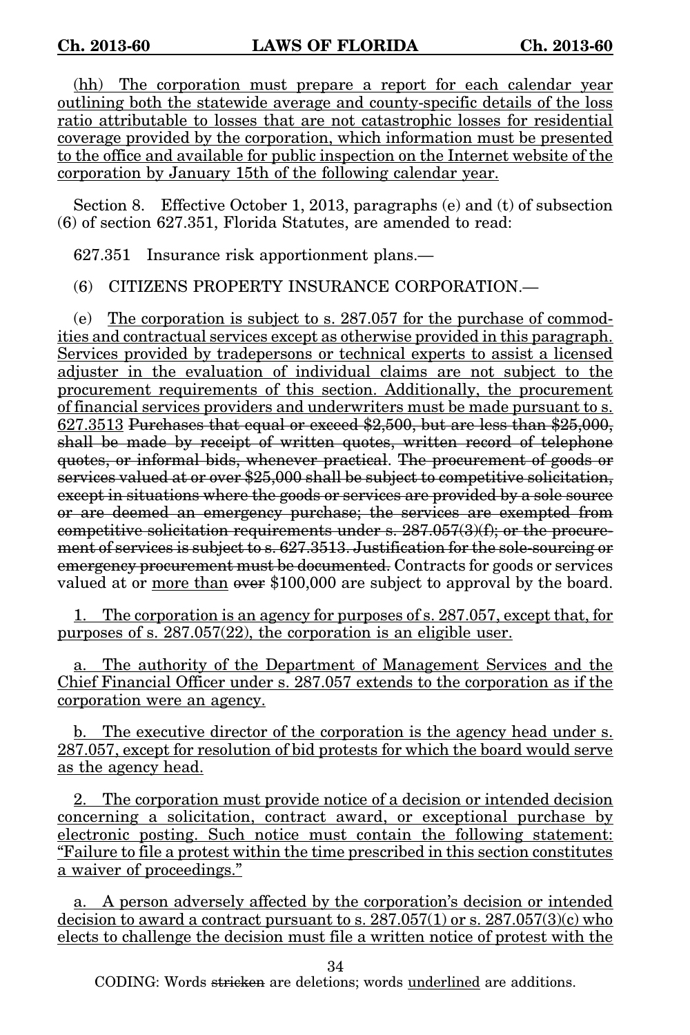<u>(hh) The corporation must prepare a report for each calendar year outlining both the statewide average and county-specific details of the loss ratio attributable to losses that are not catastrophic losses for residential coverage provided by the corporation, which information must be presented to the office and available for public inspection on the Internet website of the corporation by January 15th of the following calendar year.</u>

Section 8. Effective October 1, 2013, paragraphs (e) and (t) of subsection (6) of section 627.351, Florida Statutes, are amended to read:

627.351 Insurance risk apportionment plans.—

(6) CITIZENS PROPERTY INSURANCE CORPORATION.—

(e) <u>The corporation is subject to s. 287.057 for the purchase of commodities and contractual services except as otherwise provided in this paragraph. Services provided by tradepersons or technical experts to assist a licensed adjuster in the evaluation of individual claims are not subject to the procurement requirements of this section. Additionally, the procurement of financial services providers and underwriters must be made pursuant to s. 627.3513</u> ~~Purchases that equal or exceed $2,500, but are less than $25,000, shall be made by receipt of written quotes, written record of telephone quotes, or informal bids, whenever practical~~. ~~The procurement of goods or services valued at or over $25,000 shall be subject to competitive solicitation, except in situations where the goods or services are provided by a sole source or are deemed an emergency purchase; the services are exempted from competitive solicitation requirements under s. 287.057(3)(f); or the procurement of services is subject to s. 627.3513. Justification for the sole-sourcing or emergency procurement must be documented.~~ Contracts for goods or services valued at or <u>more than</u> ~~over~~ $100,000 are subject to approval by the board.

<u>1. The corporation is an agency for purposes of s. 287.057, except that, for purposes of s. 287.057(22), the corporation is an eligible user.</u>

<u>a. The authority of the Department of Management Services and the Chief Financial Officer under s. 287.057 extends to the corporation as if the corporation were an agency.</u>

<u>b. The executive director of the corporation is the agency head under s. 287.057, except for resolution of bid protests for which the board would serve as the agency head.</u>

<u>2. The corporation must provide notice of a decision or intended decision concerning a solicitation, contract award, or exceptional purchase by electronic posting. Such notice must contain the following statement: "Failure to file a protest within the time prescribed in this section constitutes a waiver of proceedings."</u>

<u>a. A person adversely affected by the corporation's decision or intended decision to award a contract pursuant to s. 287.057(1) or s. 287.057(3)(c) who elects to challenge the decision must file a written notice of protest with the</u>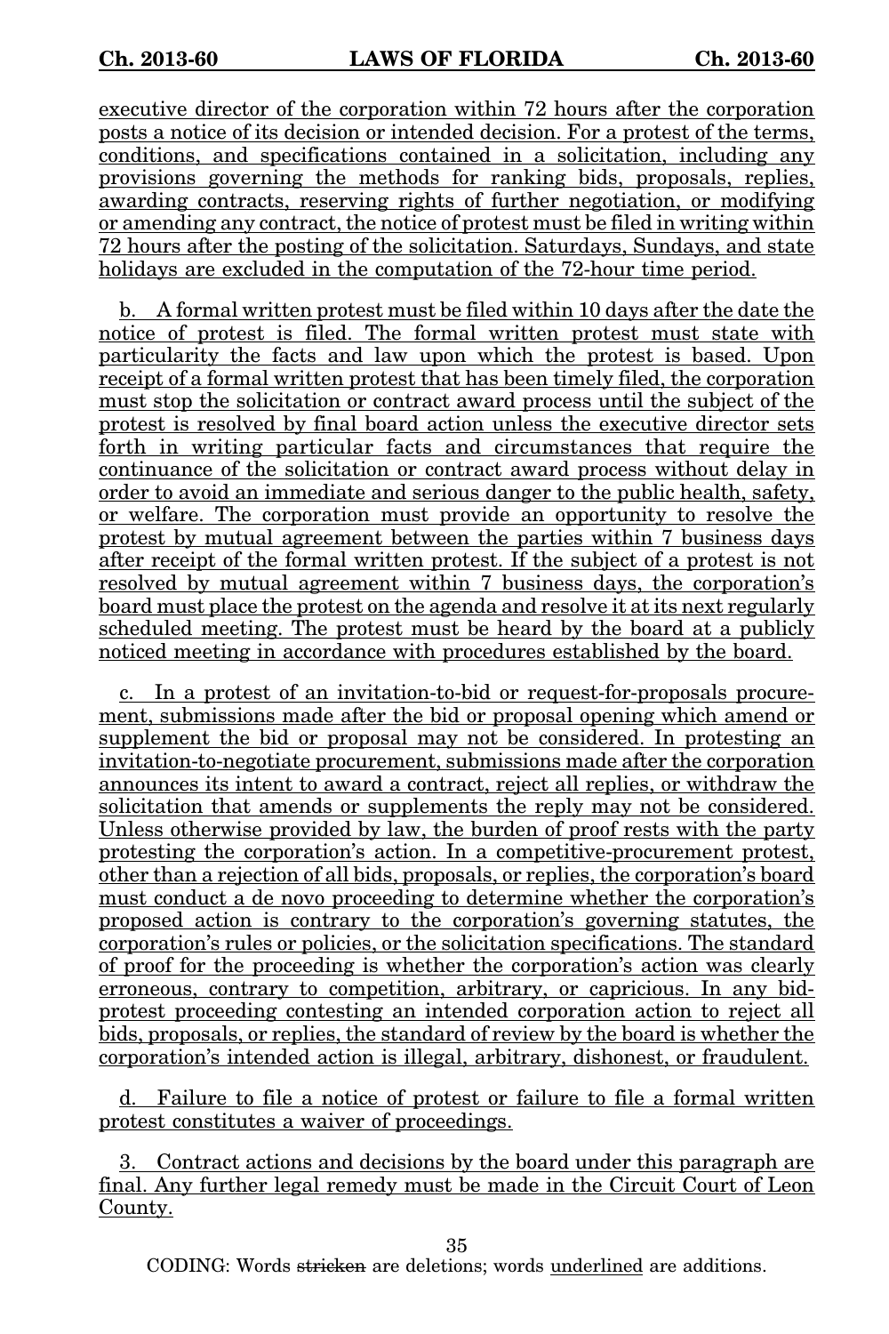executive director of the corporation within 72 hours after the corporation posts a notice of its decision or intended decision. For a protest of the terms, conditions, and specifications contained in a solicitation, including any provisions governing the methods for ranking bids, proposals, replies, awarding contracts, reserving rights of further negotiation, or modifying or amending any contract, the notice of protest must be filed in writing within 72 hours after the posting of the solicitation. Saturdays, Sundays, and state holidays are excluded in the computation of the 72-hour time period.

b. A formal written protest must be filed within 10 days after the date the notice of protest is filed. The formal written protest must state with particularity the facts and law upon which the protest is based. Upon receipt of a formal written protest that has been timely filed, the corporation must stop the solicitation or contract award process until the subject of the protest is resolved by final board action unless the executive director sets forth in writing particular facts and circumstances that require the continuance of the solicitation or contract award process without delay in order to avoid an immediate and serious danger to the public health, safety, or welfare. The corporation must provide an opportunity to resolve the protest by mutual agreement between the parties within 7 business days after receipt of the formal written protest. If the subject of a protest is not resolved by mutual agreement within 7 business days, the corporation's board must place the protest on the agenda and resolve it at its next regularly scheduled meeting. The protest must be heard by the board at a publicly noticed meeting in accordance with procedures established by the board.

c. In a protest of an invitation-to-bid or request-for-proposals procurement, submissions made after the bid or proposal opening which amend or supplement the bid or proposal may not be considered. In protesting an invitation-to-negotiate procurement, submissions made after the corporation announces its intent to award a contract, reject all replies, or withdraw the solicitation that amends or supplements the reply may not be considered. Unless otherwise provided by law, the burden of proof rests with the party protesting the corporation's action. In a competitive-procurement protest, other than a rejection of all bids, proposals, or replies, the corporation's board must conduct a de novo proceeding to determine whether the corporation's proposed action is contrary to the corporation's governing statutes, the corporation's rules or policies, or the solicitation specifications. The standard of proof for the proceeding is whether the corporation's action was clearly erroneous, contrary to competition, arbitrary, or capricious. In any bid-protest proceeding contesting an intended corporation action to reject all bids, proposals, or replies, the standard of review by the board is whether the corporation's intended action is illegal, arbitrary, dishonest, or fraudulent.

d. Failure to file a notice of protest or failure to file a formal written protest constitutes a waiver of proceedings.

3. Contract actions and decisions by the board under this paragraph are final. Any further legal remedy must be made in the Circuit Court of Leon County.

CODING: Words ~~stricken~~ are deletions; words underlined are additions.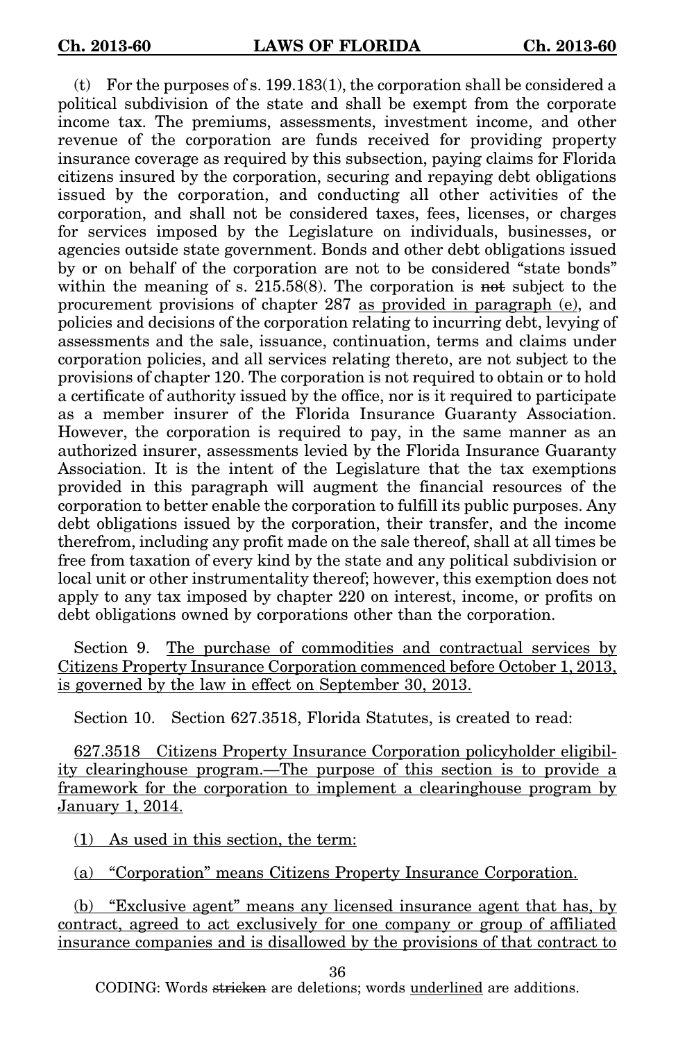(t) For the purposes of s. 199.183(1), the corporation shall be considered a political subdivision of the state and shall be exempt from the corporate income tax. The premiums, assessments, investment income, and other revenue of the corporation are funds received for providing property insurance coverage as required by this subsection, paying claims for Florida citizens insured by the corporation, securing and repaying debt obligations issued by the corporation, and conducting all other activities of the corporation, and shall not be considered taxes, fees, licenses, or charges for services imposed by the Legislature on individuals, businesses, or agencies outside state government. Bonds and other debt obligations issued by or on behalf of the corporation are not to be considered "state bonds" within the meaning of s. 215.58(8). The corporation is ~~not~~ subject to the procurement provisions of chapter 287 <u>as provided in paragraph (e)</u>, and policies and decisions of the corporation relating to incurring debt, levying of assessments and the sale, issuance, continuation, terms and claims under corporation policies, and all services relating thereto, are not subject to the provisions of chapter 120. The corporation is not required to obtain or to hold a certificate of authority issued by the office, nor is it required to participate as a member insurer of the Florida Insurance Guaranty Association. However, the corporation is required to pay, in the same manner as an authorized insurer, assessments levied by the Florida Insurance Guaranty Association. It is the intent of the Legislature that the tax exemptions provided in this paragraph will augment the financial resources of the corporation to better enable the corporation to fulfill its public purposes. Any debt obligations issued by the corporation, their transfer, and the income therefrom, including any profit made on the sale thereof, shall at all times be free from taxation of every kind by the state and any political subdivision or local unit or other instrumentality thereof; however, this exemption does not apply to any tax imposed by chapter 220 on interest, income, or profits on debt obligations owned by corporations other than the corporation.

Section 9. <u>The purchase of commodities and contractual services by Citizens Property Insurance Corporation commenced before October 1, 2013, is governed by the law in effect on September 30, 2013.</u>

Section 10. Section 627.3518, Florida Statutes, is created to read:

<u>627.3518 Citizens Property Insurance Corporation policyholder eligibility clearinghouse program.—The purpose of this section is to provide a framework for the corporation to implement a clearinghouse program by January 1, 2014.</u>

<u>(1) As used in this section, the term:</u>

<u>(a) "Corporation" means Citizens Property Insurance Corporation.</u>

<u>(b) "Exclusive agent" means any licensed insurance agent that has, by contract, agreed to act exclusively for one company or group of affiliated insurance companies and is disallowed by the provisions of that contract to</u>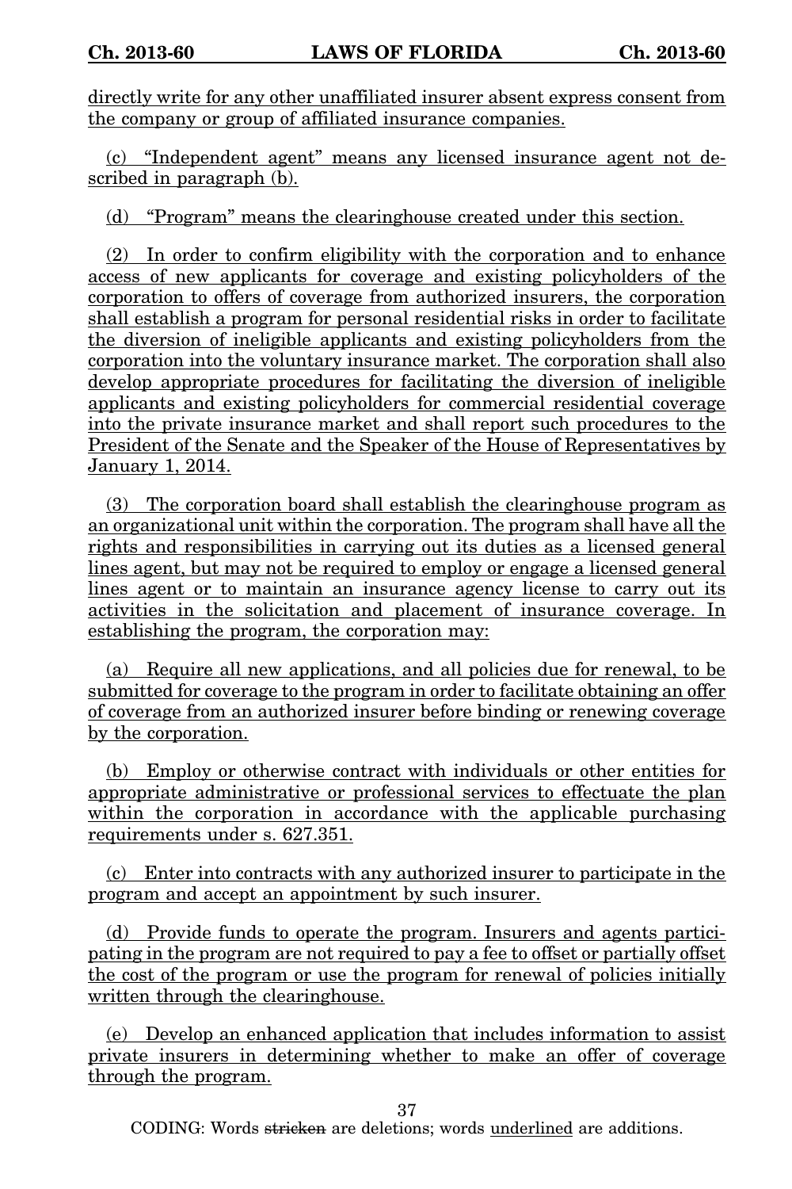directly write for any other unaffiliated insurer absent express consent from the company or group of affiliated insurance companies.

(c) "Independent agent" means any licensed insurance agent not described in paragraph (b).

(d) "Program" means the clearinghouse created under this section.

(2) In order to confirm eligibility with the corporation and to enhance access of new applicants for coverage and existing policyholders of the corporation to offers of coverage from authorized insurers, the corporation shall establish a program for personal residential risks in order to facilitate the diversion of ineligible applicants and existing policyholders from the corporation into the voluntary insurance market. The corporation shall also develop appropriate procedures for facilitating the diversion of ineligible applicants and existing policyholders for commercial residential coverage into the private insurance market and shall report such procedures to the President of the Senate and the Speaker of the House of Representatives by January 1, 2014.

(3) The corporation board shall establish the clearinghouse program as an organizational unit within the corporation. The program shall have all the rights and responsibilities in carrying out its duties as a licensed general lines agent, but may not be required to employ or engage a licensed general lines agent or to maintain an insurance agency license to carry out its activities in the solicitation and placement of insurance coverage. In establishing the program, the corporation may:

(a) Require all new applications, and all policies due for renewal, to be submitted for coverage to the program in order to facilitate obtaining an offer of coverage from an authorized insurer before binding or renewing coverage by the corporation.

(b) Employ or otherwise contract with individuals or other entities for appropriate administrative or professional services to effectuate the plan within the corporation in accordance with the applicable purchasing requirements under s. 627.351.

(c) Enter into contracts with any authorized insurer to participate in the program and accept an appointment by such insurer.

(d) Provide funds to operate the program. Insurers and agents participating in the program are not required to pay a fee to offset or partially offset the cost of the program or use the program for renewal of policies initially written through the clearinghouse.

(e) Develop an enhanced application that includes information to assist private insurers in determining whether to make an offer of coverage through the program.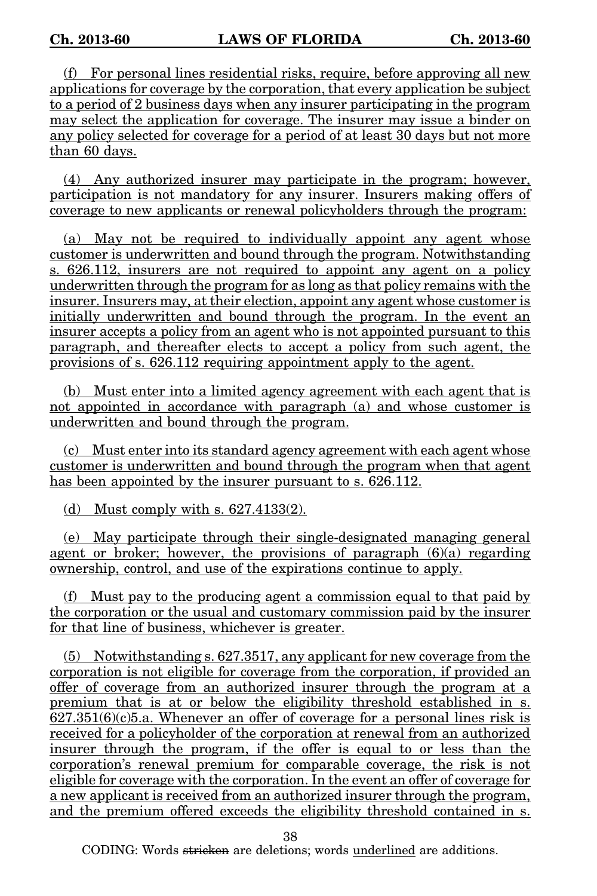(f) For personal lines residential risks, require, before approving all new applications for coverage by the corporation, that every application be subject to a period of 2 business days when any insurer participating in the program may select the application for coverage. The insurer may issue a binder on any policy selected for coverage for a period of at least 30 days but not more than 60 days.

(4) Any authorized insurer may participate in the program; however, participation is not mandatory for any insurer. Insurers making offers of coverage to new applicants or renewal policyholders through the program:

(a) May not be required to individually appoint any agent whose customer is underwritten and bound through the program. Notwithstanding s. 626.112, insurers are not required to appoint any agent on a policy underwritten through the program for as long as that policy remains with the insurer. Insurers may, at their election, appoint any agent whose customer is initially underwritten and bound through the program. In the event an insurer accepts a policy from an agent who is not appointed pursuant to this paragraph, and thereafter elects to accept a policy from such agent, the provisions of s. 626.112 requiring appointment apply to the agent.

(b) Must enter into a limited agency agreement with each agent that is not appointed in accordance with paragraph (a) and whose customer is underwritten and bound through the program.

(c) Must enter into its standard agency agreement with each agent whose customer is underwritten and bound through the program when that agent has been appointed by the insurer pursuant to s. 626.112.

(d) Must comply with s. 627.4133(2).

(e) May participate through their single-designated managing general agent or broker; however, the provisions of paragraph (6)(a) regarding ownership, control, and use of the expirations continue to apply.

(f) Must pay to the producing agent a commission equal to that paid by the corporation or the usual and customary commission paid by the insurer for that line of business, whichever is greater.

(5) Notwithstanding s. 627.3517, any applicant for new coverage from the corporation is not eligible for coverage from the corporation, if provided an offer of coverage from an authorized insurer through the program at a premium that is at or below the eligibility threshold established in s. 627.351(6)(c)5.a. Whenever an offer of coverage for a personal lines risk is received for a policyholder of the corporation at renewal from an authorized insurer through the program, if the offer is equal to or less than the corporation's renewal premium for comparable coverage, the risk is not eligible for coverage with the corporation. In the event an offer of coverage for a new applicant is received from an authorized insurer through the program, and the premium offered exceeds the eligibility threshold contained in s.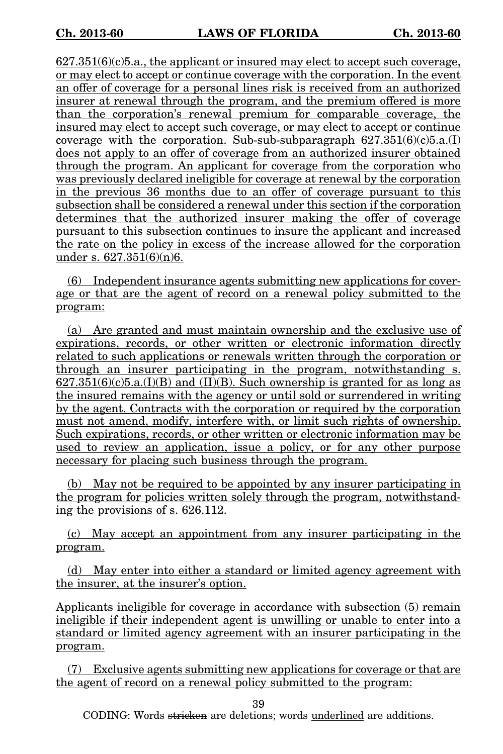627.351(6)(c)5.a., the applicant or insured may elect to accept such coverage, or may elect to accept or continue coverage with the corporation. In the event an offer of coverage for a personal lines risk is received from an authorized insurer at renewal through the program, and the premium offered is more than the corporation's renewal premium for comparable coverage, the insured may elect to accept such coverage, or may elect to accept or continue coverage with the corporation. Sub-sub-subparagraph 627.351(6)(c)5.a.(I) does not apply to an offer of coverage from an authorized insurer obtained through the program. An applicant for coverage from the corporation who was previously declared ineligible for coverage at renewal by the corporation in the previous 36 months due to an offer of coverage pursuant to this subsection shall be considered a renewal under this section if the corporation determines that the authorized insurer making the offer of coverage pursuant to this subsection continues to insure the applicant and increased the rate on the policy in excess of the increase allowed for the corporation under s. 627.351(6)(n)6.

(6) Independent insurance agents submitting new applications for coverage or that are the agent of record on a renewal policy submitted to the program:

(a) Are granted and must maintain ownership and the exclusive use of expirations, records, or other written or electronic information directly related to such applications or renewals written through the corporation or through an insurer participating in the program, notwithstanding s. 627.351(6)(c)5.a.(I)(B) and (II)(B). Such ownership is granted for as long as the insured remains with the agency or until sold or surrendered in writing by the agent. Contracts with the corporation or required by the corporation must not amend, modify, interfere with, or limit such rights of ownership. Such expirations, records, or other written or electronic information may be used to review an application, issue a policy, or for any other purpose necessary for placing such business through the program.

(b) May not be required to be appointed by any insurer participating in the program for policies written solely through the program, notwithstanding the provisions of s. 626.112.

(c) May accept an appointment from any insurer participating in the program.

(d) May enter into either a standard or limited agency agreement with the insurer, at the insurer's option.

Applicants ineligible for coverage in accordance with subsection (5) remain ineligible if their independent agent is unwilling or unable to enter into a standard or limited agency agreement with an insurer participating in the program.

(7) Exclusive agents submitting new applications for coverage or that are the agent of record on a renewal policy submitted to the program: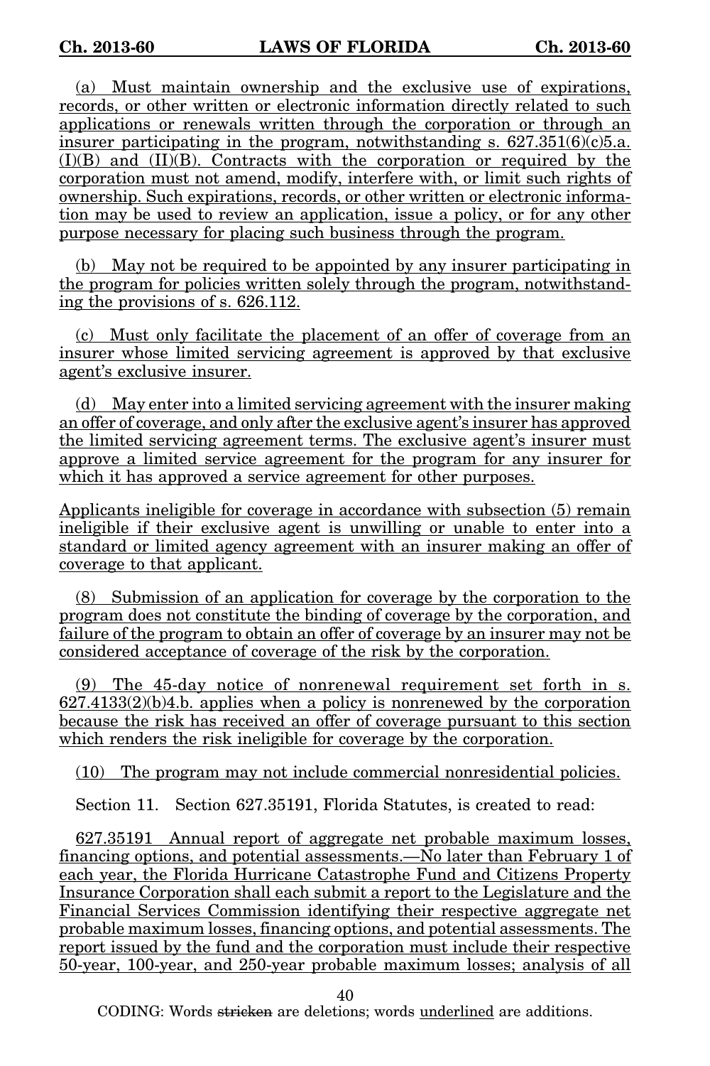(a) Must maintain ownership and the exclusive use of expirations, records, or other written or electronic information directly related to such applications or renewals written through the corporation or through an insurer participating in the program, notwithstanding s. 627.351(6)(c)5.a.(I)(B) and (II)(B). Contracts with the corporation or required by the corporation must not amend, modify, interfere with, or limit such rights of ownership. Such expirations, records, or other written or electronic information may be used to review an application, issue a policy, or for any other purpose necessary for placing such business through the program.

(b) May not be required to be appointed by any insurer participating in the program for policies written solely through the program, notwithstanding the provisions of s. 626.112.

(c) Must only facilitate the placement of an offer of coverage from an insurer whose limited servicing agreement is approved by that exclusive agent's exclusive insurer.

(d) May enter into a limited servicing agreement with the insurer making an offer of coverage, and only after the exclusive agent's insurer has approved the limited servicing agreement terms. The exclusive agent's insurer must approve a limited service agreement for the program for any insurer for which it has approved a service agreement for other purposes.

Applicants ineligible for coverage in accordance with subsection (5) remain ineligible if their exclusive agent is unwilling or unable to enter into a standard or limited agency agreement with an insurer making an offer of coverage to that applicant.

(8) Submission of an application for coverage by the corporation to the program does not constitute the binding of coverage by the corporation, and failure of the program to obtain an offer of coverage by an insurer may not be considered acceptance of coverage of the risk by the corporation.

(9) The 45-day notice of nonrenewal requirement set forth in s. 627.4133(2)(b)4.b. applies when a policy is nonrenewed by the corporation because the risk has received an offer of coverage pursuant to this section which renders the risk ineligible for coverage by the corporation.

(10) The program may not include commercial nonresidential policies.

Section 11. Section 627.35191, Florida Statutes, is created to read:

627.35191 Annual report of aggregate net probable maximum losses, financing options, and potential assessments.—No later than February 1 of each year, the Florida Hurricane Catastrophe Fund and Citizens Property Insurance Corporation shall each submit a report to the Legislature and the Financial Services Commission identifying their respective aggregate net probable maximum losses, financing options, and potential assessments. The report issued by the fund and the corporation must include their respective 50-year, 100-year, and 250-year probable maximum losses; analysis of all

CODING: Words ~~stricken~~ are deletions; words underlined are additions.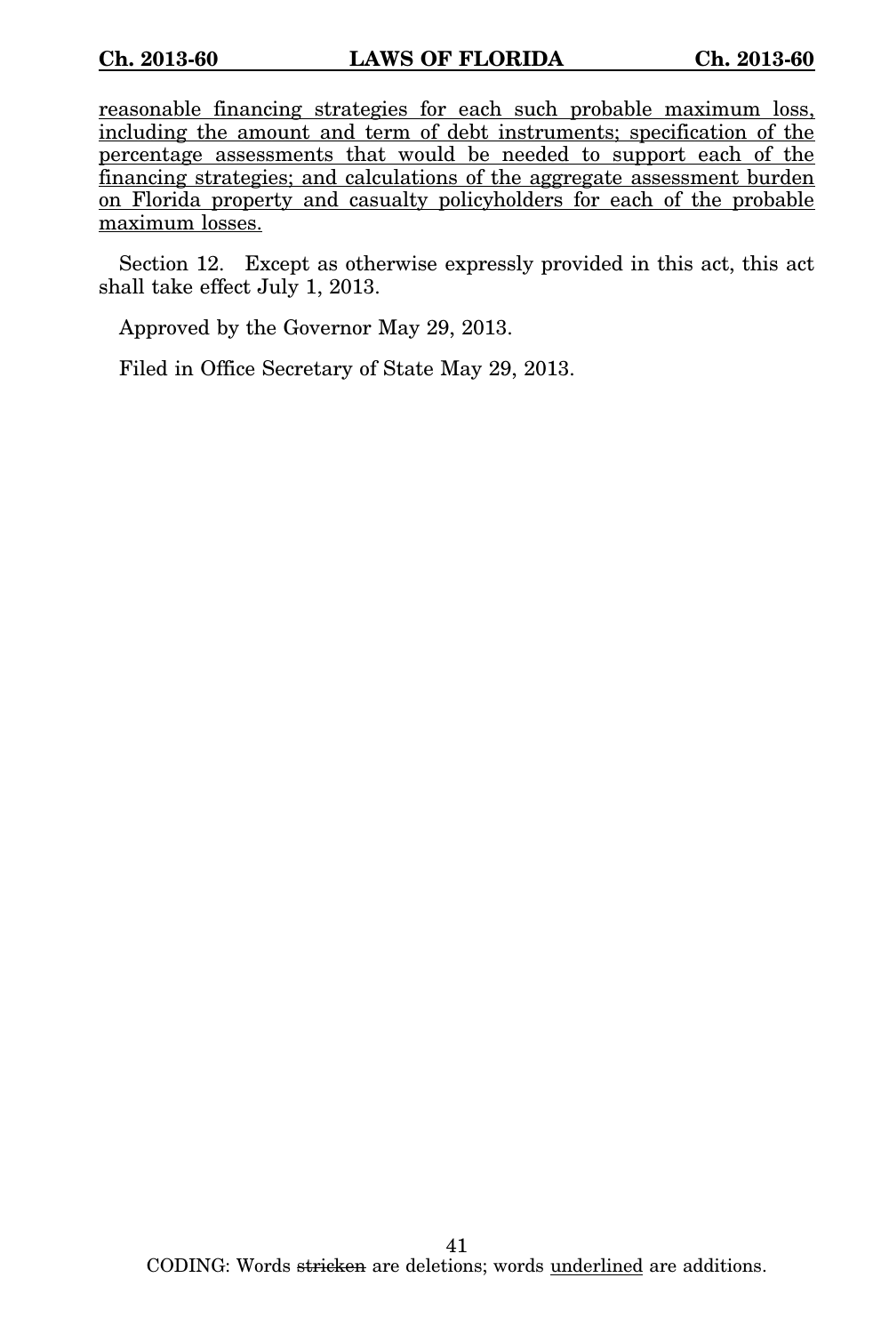<u>reasonable financing strategies for each such probable maximum loss, including the amount and term of debt instruments; specification of the percentage assessments that would be needed to support each of the financing strategies; and calculations of the aggregate assessment burden on Florida property and casualty policyholders for each of the probable maximum losses.</u>

Section 12. Except as otherwise expressly provided in this act, this act shall take effect July 1, 2013.

Approved by the Governor May 29, 2013.

Filed in Office Secretary of State May 29, 2013.

CODING: Words ~~stricken~~ are deletions; words <u>underlined</u> are additions.